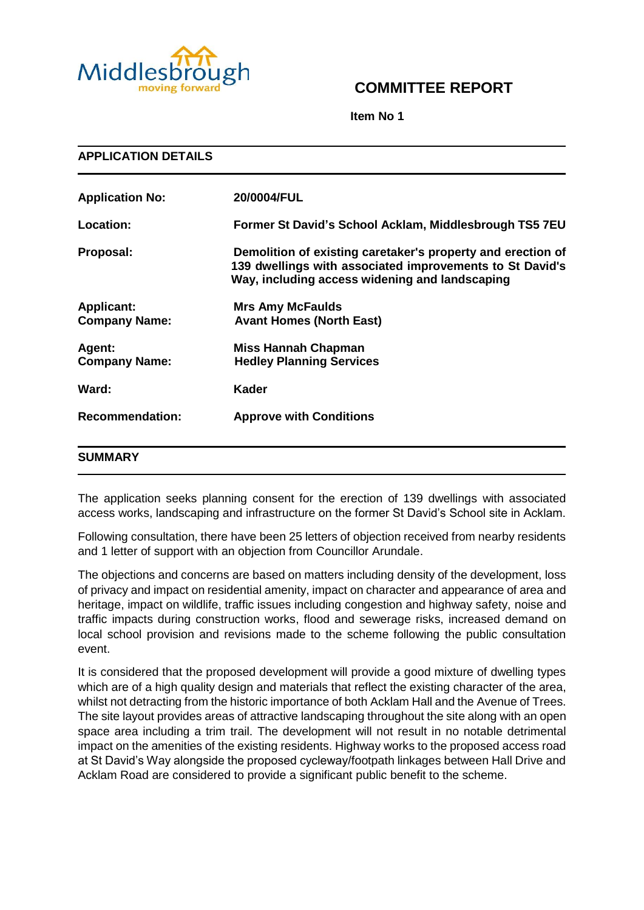# COMMITTEE REPORT

**Item No 1**

## APPLICATION DETAILS

| | |
|---|---|
| **Application No:** | **20/0004/FUL** |
| **Location:** | **Former St David's School Acklam, Middlesbrough TS5 7EU** |
| **Proposal:** | **Demolition of existing caretaker's property and erection of 139 dwellings with associated improvements to St David's Way, including access widening and landscaping** |
| **Applicant:** <br> **Company Name:** | **Mrs Amy McFaulds** <br> **Avant Homes (North East)** |
| **Agent:** <br> **Company Name:** | **Miss Hannah Chapman** <br> **Hedley Planning Services** |
| **Ward:** | **Kader** |
| **Recommendation:** | **Approve with Conditions** |

## SUMMARY

The application seeks planning consent for the erection of 139 dwellings with associated access works, landscaping and infrastructure on the former St David's School site in Acklam.

Following consultation, there have been 25 letters of objection received from nearby residents and 1 letter of support with an objection from Councillor Arundale.

The objections and concerns are based on matters including density of the development, loss of privacy and impact on residential amenity, impact on character and appearance of area and heritage, impact on wildlife, traffic issues including congestion and highway safety, noise and traffic impacts during construction works, flood and sewerage risks, increased demand on local school provision and revisions made to the scheme following the public consultation event.

It is considered that the proposed development will provide a good mixture of dwelling types which are of a high quality design and materials that reflect the existing character of the area, whilst not detracting from the historic importance of both Acklam Hall and the Avenue of Trees. The site layout provides areas of attractive landscaping throughout the site along with an open space area including a trim trail. The development will not result in no notable detrimental impact on the amenities of the existing residents. Highway works to the proposed access road at St David's Way alongside the proposed cycleway/footpath linkages between Hall Drive and Acklam Road are considered to provide a significant public benefit to the scheme.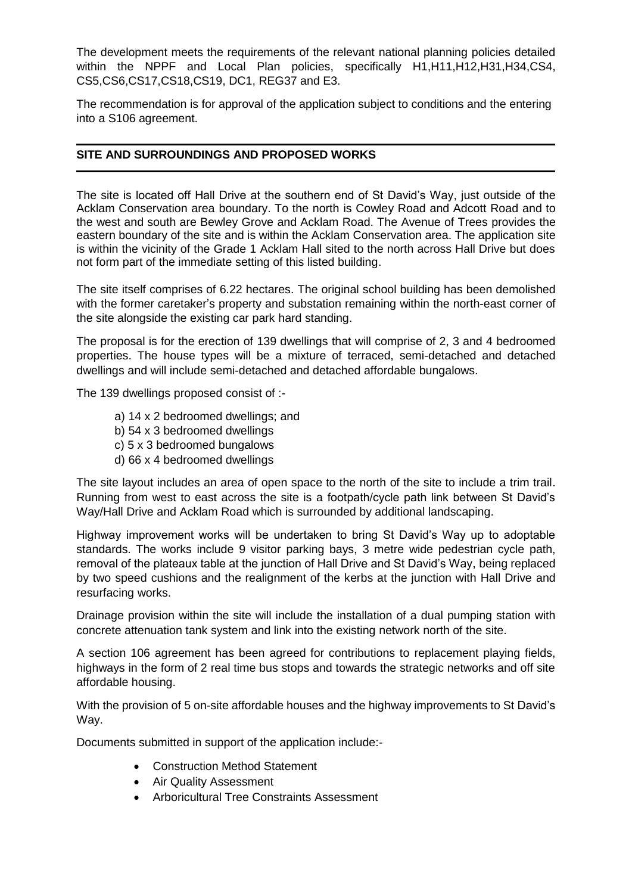The development meets the requirements of the relevant national planning policies detailed within the NPPF and Local Plan policies, specifically H1,H11,H12,H31,H34,CS4, CS5,CS6,CS17,CS18,CS19, DC1, REG37 and E3.

The recommendation is for approval of the application subject to conditions and the entering into a S106 agreement.

## SITE AND SURROUNDINGS AND PROPOSED WORKS

The site is located off Hall Drive at the southern end of St David's Way, just outside of the Acklam Conservation area boundary. To the north is Cowley Road and Adcott Road and to the west and south are Bewley Grove and Acklam Road. The Avenue of Trees provides the eastern boundary of the site and is within the Acklam Conservation area. The application site is within the vicinity of the Grade 1 Acklam Hall sited to the north across Hall Drive but does not form part of the immediate setting of this listed building.

The site itself comprises of 6.22 hectares. The original school building has been demolished with the former caretaker's property and substation remaining within the north-east corner of the site alongside the existing car park hard standing.

The proposal is for the erection of 139 dwellings that will comprise of 2, 3 and 4 bedroomed properties. The house types will be a mixture of terraced, semi-detached and detached dwellings and will include semi-detached and detached affordable bungalows.

The 139 dwellings proposed consist of :-

a) 14 x 2 bedroomed dwellings; and
b) 54 x 3 bedroomed dwellings
c) 5 x 3 bedroomed bungalows
d) 66 x 4 bedroomed dwellings

The site layout includes an area of open space to the north of the site to include a trim trail. Running from west to east across the site is a footpath/cycle path link between St David's Way/Hall Drive and Acklam Road which is surrounded by additional landscaping.

Highway improvement works will be undertaken to bring St David's Way up to adoptable standards. The works include 9 visitor parking bays, 3 metre wide pedestrian cycle path, removal of the plateaux table at the junction of Hall Drive and St David's Way, being replaced by two speed cushions and the realignment of the kerbs at the junction with Hall Drive and resurfacing works.

Drainage provision within the site will include the installation of a dual pumping station with concrete attenuation tank system and link into the existing network north of the site.

A section 106 agreement has been agreed for contributions to replacement playing fields, highways in the form of 2 real time bus stops and towards the strategic networks and off site affordable housing.

With the provision of 5 on-site affordable houses and the highway improvements to St David's Way.

Documents submitted in support of the application include:-

- Construction Method Statement
- Air Quality Assessment
- Arboricultural Tree Constraints Assessment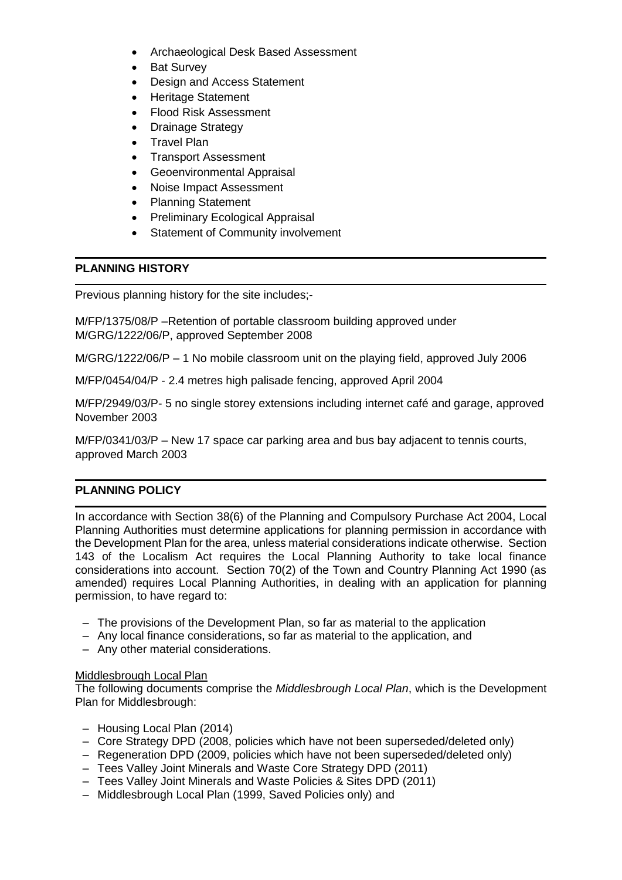- Archaeological Desk Based Assessment
- Bat Survey
- Design and Access Statement
- Heritage Statement
- Flood Risk Assessment
- Drainage Strategy
- Travel Plan
- Transport Assessment
- Geoenvironmental Appraisal
- Noise Impact Assessment
- Planning Statement
- Preliminary Ecological Appraisal
- Statement of Community involvement

## PLANNING HISTORY

Previous planning history for the site includes;-

M/FP/1375/08/P –Retention of portable classroom building approved under M/GRG/1222/06/P, approved September 2008

M/GRG/1222/06/P – 1 No mobile classroom unit on the playing field, approved July 2006

M/FP/0454/04/P - 2.4 metres high palisade fencing, approved April 2004

M/FP/2949/03/P- 5 no single storey extensions including internet café and garage, approved November 2003

M/FP/0341/03/P – New 17 space car parking area and bus bay adjacent to tennis courts, approved March 2003

## PLANNING POLICY

In accordance with Section 38(6) of the Planning and Compulsory Purchase Act 2004, Local Planning Authorities must determine applications for planning permission in accordance with the Development Plan for the area, unless material considerations indicate otherwise. Section 143 of the Localism Act requires the Local Planning Authority to take local finance considerations into account. Section 70(2) of the Town and Country Planning Act 1990 (as amended) requires Local Planning Authorities, in dealing with an application for planning permission, to have regard to:

- The provisions of the Development Plan, so far as material to the application
- Any local finance considerations, so far as material to the application, and
- Any other material considerations.

Middlesbrough Local Plan

The following documents comprise the *Middlesbrough Local Plan*, which is the Development Plan for Middlesbrough:

- Housing Local Plan (2014)
- Core Strategy DPD (2008, policies which have not been superseded/deleted only)
- Regeneration DPD (2009, policies which have not been superseded/deleted only)
- Tees Valley Joint Minerals and Waste Core Strategy DPD (2011)
- Tees Valley Joint Minerals and Waste Policies & Sites DPD (2011)
- Middlesbrough Local Plan (1999, Saved Policies only) and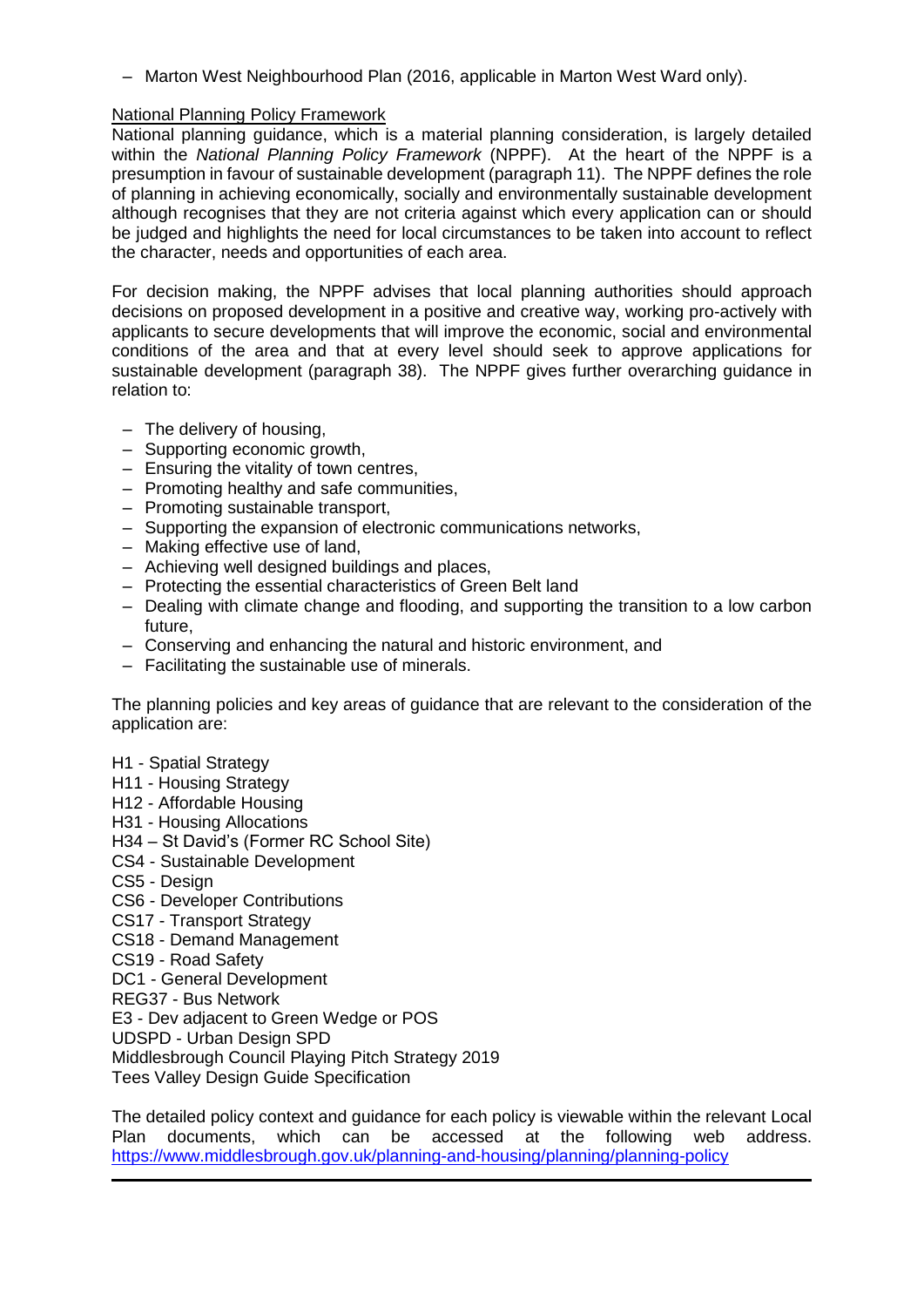- Marton West Neighbourhood Plan (2016, applicable in Marton West Ward only).

<u>National Planning Policy Framework</u>

National planning guidance, which is a material planning consideration, is largely detailed within the *National Planning Policy Framework* (NPPF). At the heart of the NPPF is a presumption in favour of sustainable development (paragraph 11). The NPPF defines the role of planning in achieving economically, socially and environmentally sustainable development although recognises that they are not criteria against which every application can or should be judged and highlights the need for local circumstances to be taken into account to reflect the character, needs and opportunities of each area.

For decision making, the NPPF advises that local planning authorities should approach decisions on proposed development in a positive and creative way, working pro-actively with applicants to secure developments that will improve the economic, social and environmental conditions of the area and that at every level should seek to approve applications for sustainable development (paragraph 38). The NPPF gives further overarching guidance in relation to:

- The delivery of housing,
- Supporting economic growth,
- Ensuring the vitality of town centres,
- Promoting healthy and safe communities,
- Promoting sustainable transport,
- Supporting the expansion of electronic communications networks,
- Making effective use of land,
- Achieving well designed buildings and places,
- Protecting the essential characteristics of Green Belt land
- Dealing with climate change and flooding, and supporting the transition to a low carbon future,
- Conserving and enhancing the natural and historic environment, and
- Facilitating the sustainable use of minerals.

The planning policies and key areas of guidance that are relevant to the consideration of the application are:

H1 - Spatial Strategy
H11 - Housing Strategy
H12 - Affordable Housing
H31 - Housing Allocations
H34 – St David's (Former RC School Site)
CS4 - Sustainable Development
CS5 - Design
CS6 - Developer Contributions
CS17 - Transport Strategy
CS18 - Demand Management
CS19 - Road Safety
DC1 - General Development
REG37 - Bus Network
E3 - Dev adjacent to Green Wedge or POS
UDSPD - Urban Design SPD
Middlesbrough Council Playing Pitch Strategy 2019
Tees Valley Design Guide Specification

The detailed policy context and guidance for each policy is viewable within the relevant Local Plan documents, which can be accessed at the following web address. https://www.middlesbrough.gov.uk/planning-and-housing/planning/planning-policy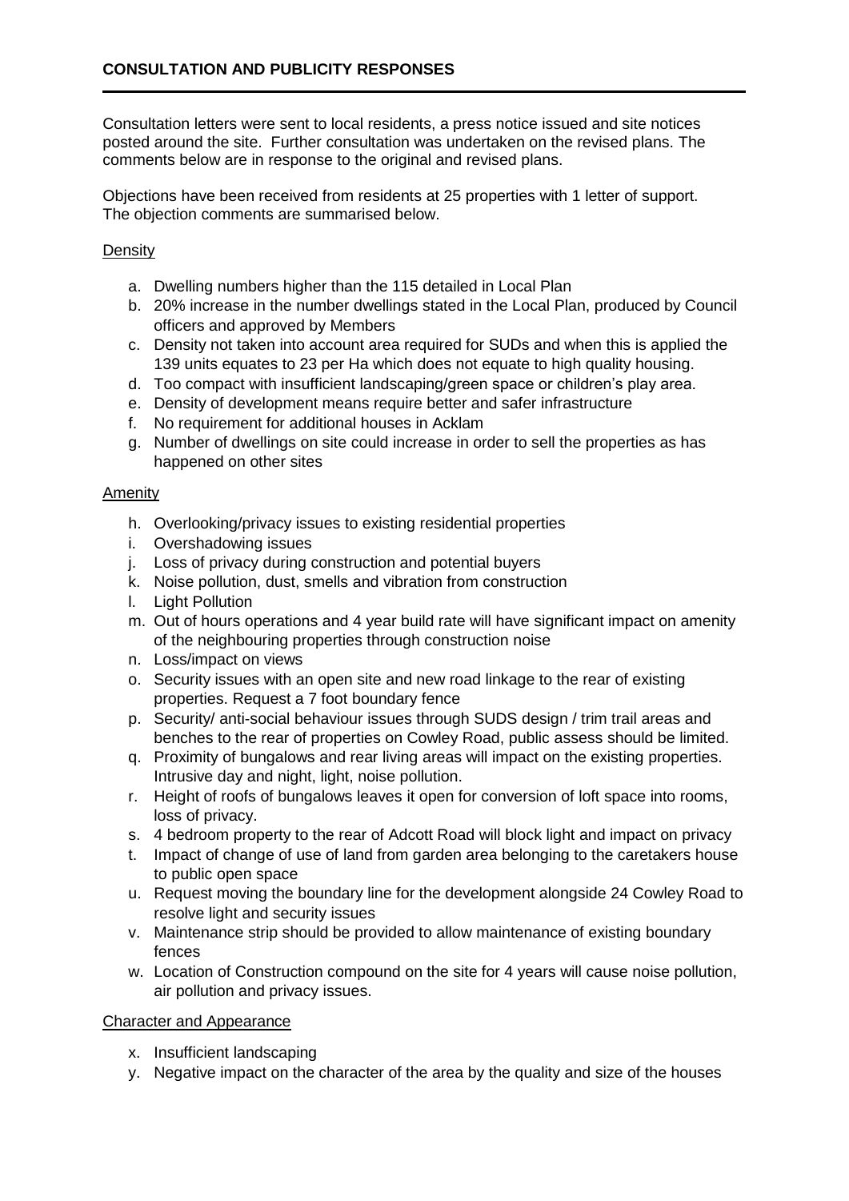## CONSULTATION AND PUBLICITY RESPONSES

Consultation letters were sent to local residents, a press notice issued and site notices posted around the site. Further consultation was undertaken on the revised plans. The comments below are in response to the original and revised plans.

Objections have been received from residents at 25 properties with 1 letter of support. The objection comments are summarised below.

Density

a. Dwelling numbers higher than the 115 detailed in Local Plan
b. 20% increase in the number dwellings stated in the Local Plan, produced by Council officers and approved by Members
c. Density not taken into account area required for SUDs and when this is applied the 139 units equates to 23 per Ha which does not equate to high quality housing.
d. Too compact with insufficient landscaping/green space or children's play area.
e. Density of development means require better and safer infrastructure
f. No requirement for additional houses in Acklam
g. Number of dwellings on site could increase in order to sell the properties as has happened on other sites

Amenity

h. Overlooking/privacy issues to existing residential properties
i. Overshadowing issues
j. Loss of privacy during construction and potential buyers
k. Noise pollution, dust, smells and vibration from construction
l. Light Pollution
m. Out of hours operations and 4 year build rate will have significant impact on amenity of the neighbouring properties through construction noise
n. Loss/impact on views
o. Security issues with an open site and new road linkage to the rear of existing properties. Request a 7 foot boundary fence
p. Security/ anti-social behaviour issues through SUDS design / trim trail areas and benches to the rear of properties on Cowley Road, public assess should be limited.
q. Proximity of bungalows and rear living areas will impact on the existing properties. Intrusive day and night, light, noise pollution.
r. Height of roofs of bungalows leaves it open for conversion of loft space into rooms, loss of privacy.
s. 4 bedroom property to the rear of Adcott Road will block light and impact on privacy
t. Impact of change of use of land from garden area belonging to the caretakers house to public open space
u. Request moving the boundary line for the development alongside 24 Cowley Road to resolve light and security issues
v. Maintenance strip should be provided to allow maintenance of existing boundary fences
w. Location of Construction compound on the site for 4 years will cause noise pollution, air pollution and privacy issues.

Character and Appearance

x. Insufficient landscaping
y. Negative impact on the character of the area by the quality and size of the houses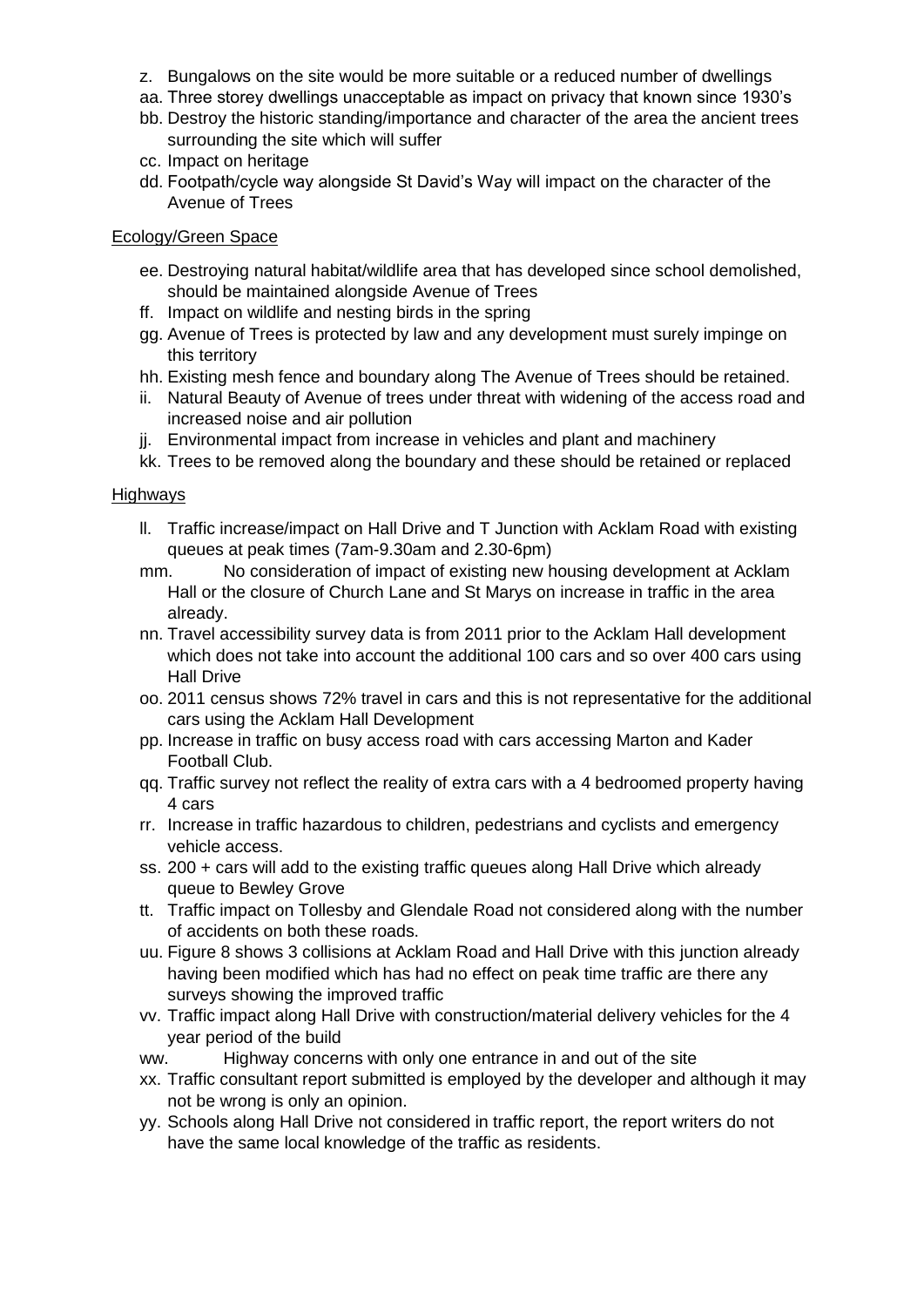z. Bungalows on the site would be more suitable or a reduced number of dwellings
aa. Three storey dwellings unacceptable as impact on privacy that known since 1930's
bb. Destroy the historic standing/importance and character of the area the ancient trees surrounding the site which will suffer
cc. Impact on heritage
dd. Footpath/cycle way alongside St David's Way will impact on the character of the Avenue of Trees

Ecology/Green Space

ee. Destroying natural habitat/wildlife area that has developed since school demolished, should be maintained alongside Avenue of Trees
ff. Impact on wildlife and nesting birds in the spring
gg. Avenue of Trees is protected by law and any development must surely impinge on this territory
hh. Existing mesh fence and boundary along The Avenue of Trees should be retained.
ii. Natural Beauty of Avenue of trees under threat with widening of the access road and increased noise and air pollution
jj. Environmental impact from increase in vehicles and plant and machinery
kk. Trees to be removed along the boundary and these should be retained or replaced

Highways

ll. Traffic increase/impact on Hall Drive and T Junction with Acklam Road with existing queues at peak times (7am-9.30am and 2.30-6pm)
mm. No consideration of impact of existing new housing development at Acklam Hall or the closure of Church Lane and St Marys on increase in traffic in the area already.
nn. Travel accessibility survey data is from 2011 prior to the Acklam Hall development which does not take into account the additional 100 cars and so over 400 cars using Hall Drive
oo. 2011 census shows 72% travel in cars and this is not representative for the additional cars using the Acklam Hall Development
pp. Increase in traffic on busy access road with cars accessing Marton and Kader Football Club.
qq. Traffic survey not reflect the reality of extra cars with a 4 bedroomed property having 4 cars
rr. Increase in traffic hazardous to children, pedestrians and cyclists and emergency vehicle access.
ss. 200 + cars will add to the existing traffic queues along Hall Drive which already queue to Bewley Grove
tt. Traffic impact on Tollesby and Glendale Road not considered along with the number of accidents on both these roads.
uu. Figure 8 shows 3 collisions at Acklam Road and Hall Drive with this junction already having been modified which has had no effect on peak time traffic are there any surveys showing the improved traffic
vv. Traffic impact along Hall Drive with construction/material delivery vehicles for the 4 year period of the build
ww. Highway concerns with only one entrance in and out of the site
xx. Traffic consultant report submitted is employed by the developer and although it may not be wrong is only an opinion.
yy. Schools along Hall Drive not considered in traffic report, the report writers do not have the same local knowledge of the traffic as residents.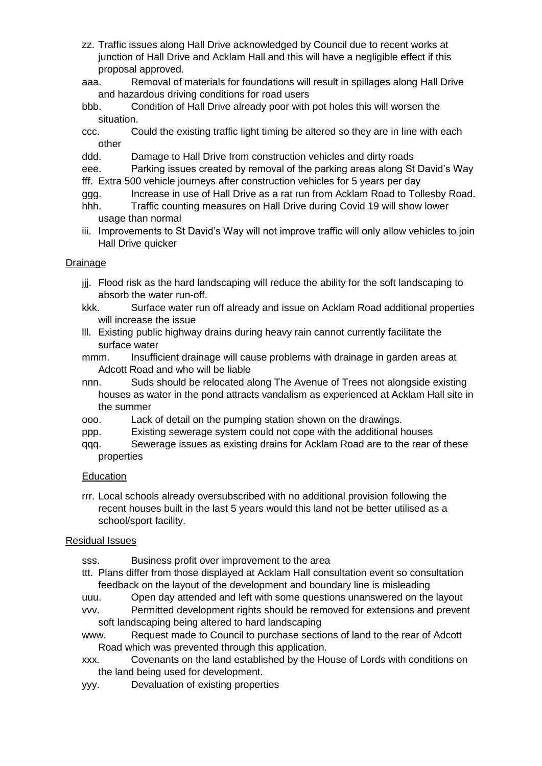zz. Traffic issues along Hall Drive acknowledged by Council due to recent works at junction of Hall Drive and Acklam Hall and this will have a negligible effect if this proposal approved.

aaa. Removal of materials for foundations will result in spillages along Hall Drive and hazardous driving conditions for road users

bbb. Condition of Hall Drive already poor with pot holes this will worsen the situation.

ccc. Could the existing traffic light timing be altered so they are in line with each other

ddd. Damage to Hall Drive from construction vehicles and dirty roads

eee. Parking issues created by removal of the parking areas along St David's Way

fff. Extra 500 vehicle journeys after construction vehicles for 5 years per day

ggg. Increase in use of Hall Drive as a rat run from Acklam Road to Tollesby Road.

hhh. Traffic counting measures on Hall Drive during Covid 19 will show lower usage than normal

iii. Improvements to St David's Way will not improve traffic will only allow vehicles to join Hall Drive quicker

Drainage

jjj. Flood risk as the hard landscaping will reduce the ability for the soft landscaping to absorb the water run-off.

kkk. Surface water run off already and issue on Acklam Road additional properties will increase the issue

lll. Existing public highway drains during heavy rain cannot currently facilitate the surface water

mmm. Insufficient drainage will cause problems with drainage in garden areas at Adcott Road and who will be liable

nnn. Suds should be relocated along The Avenue of Trees not alongside existing houses as water in the pond attracts vandalism as experienced at Acklam Hall site in the summer

ooo. Lack of detail on the pumping station shown on the drawings.

ppp. Existing sewerage system could not cope with the additional houses

qqq. Sewerage issues as existing drains for Acklam Road are to the rear of these properties

Education

rrr. Local schools already oversubscribed with no additional provision following the recent houses built in the last 5 years would this land not be better utilised as a school/sport facility.

Residual Issues

sss. Business profit over improvement to the area

ttt. Plans differ from those displayed at Acklam Hall consultation event so consultation feedback on the layout of the development and boundary line is misleading

uuu. Open day attended and left with some questions unanswered on the layout

vvv. Permitted development rights should be removed for extensions and prevent soft landscaping being altered to hard landscaping

www. Request made to Council to purchase sections of land to the rear of Adcott Road which was prevented through this application.

xxx. Covenants on the land established by the House of Lords with conditions on the land being used for development.

yyy. Devaluation of existing properties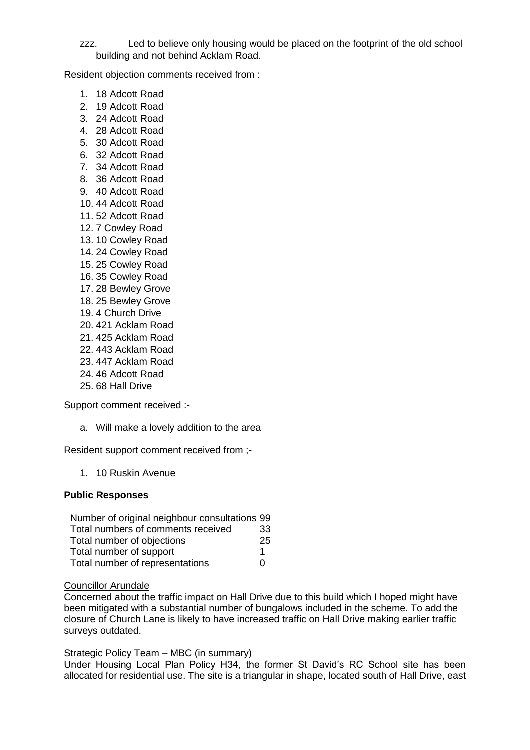zzz. Led to believe only housing would be placed on the footprint of the old school building and not behind Acklam Road.

Resident objection comments received from :

1. 18 Adcott Road
2. 19 Adcott Road
3. 24 Adcott Road
4. 28 Adcott Road
5. 30 Adcott Road
6. 32 Adcott Road
7. 34 Adcott Road
8. 36 Adcott Road
9. 40 Adcott Road
10. 44 Adcott Road
11. 52 Adcott Road
12. 7 Cowley Road
13. 10 Cowley Road
14. 24 Cowley Road
15. 25 Cowley Road
16. 35 Cowley Road
17. 28 Bewley Grove
18. 25 Bewley Grove
19. 4 Church Drive
20. 421 Acklam Road
21. 425 Acklam Road
22. 443 Acklam Road
23. 447 Acklam Road
24. 46 Adcott Road
25. 68 Hall Drive

Support comment received :-

a. Will make a lovely addition to the area

Resident support comment received from ;-

1. 10 Ruskin Avenue

**Public Responses**

| | |
|---|---|
| Number of original neighbour consultations | 99 |
| Total numbers of comments received | 33 |
| Total number of objections | 25 |
| Total number of support | 1 |
| Total number of representations | 0 |

Councillor Arundale

Concerned about the traffic impact on Hall Drive due to this build which I hoped might have been mitigated with a substantial number of bungalows included in the scheme. To add the closure of Church Lane is likely to have increased traffic on Hall Drive making earlier traffic surveys outdated.

Strategic Policy Team – MBC (in summary)

Under Housing Local Plan Policy H34, the former St David's RC School site has been allocated for residential use. The site is a triangular in shape, located south of Hall Drive, east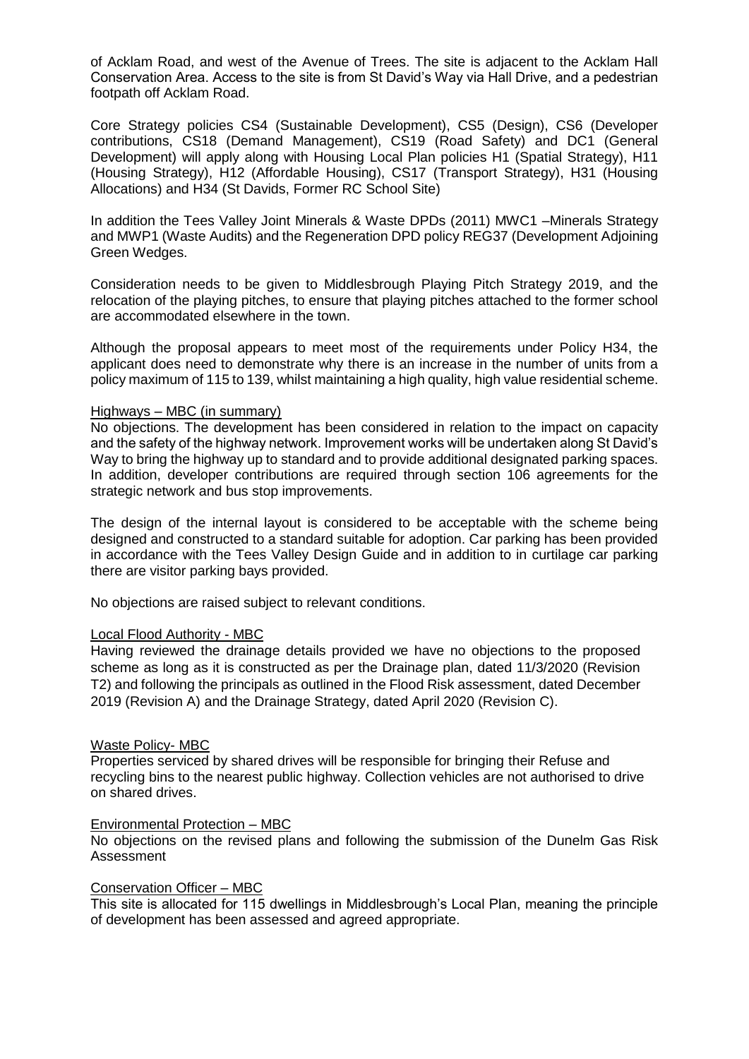of Acklam Road, and west of the Avenue of Trees. The site is adjacent to the Acklam Hall Conservation Area. Access to the site is from St David's Way via Hall Drive, and a pedestrian footpath off Acklam Road.

Core Strategy policies CS4 (Sustainable Development), CS5 (Design), CS6 (Developer contributions, CS18 (Demand Management), CS19 (Road Safety) and DC1 (General Development) will apply along with Housing Local Plan policies H1 (Spatial Strategy), H11 (Housing Strategy), H12 (Affordable Housing), CS17 (Transport Strategy), H31 (Housing Allocations) and H34 (St Davids, Former RC School Site)

In addition the Tees Valley Joint Minerals & Waste DPDs (2011) MWC1 –Minerals Strategy and MWP1 (Waste Audits) and the Regeneration DPD policy REG37 (Development Adjoining Green Wedges.

Consideration needs to be given to Middlesbrough Playing Pitch Strategy 2019, and the relocation of the playing pitches, to ensure that playing pitches attached to the former school are accommodated elsewhere in the town.

Although the proposal appears to meet most of the requirements under Policy H34, the applicant does need to demonstrate why there is an increase in the number of units from a policy maximum of 115 to 139, whilst maintaining a high quality, high value residential scheme.

Highways – MBC (in summary)

No objections. The development has been considered in relation to the impact on capacity and the safety of the highway network. Improvement works will be undertaken along St David's Way to bring the highway up to standard and to provide additional designated parking spaces. In addition, developer contributions are required through section 106 agreements for the strategic network and bus stop improvements.

The design of the internal layout is considered to be acceptable with the scheme being designed and constructed to a standard suitable for adoption. Car parking has been provided in accordance with the Tees Valley Design Guide and in addition to in curtilage car parking there are visitor parking bays provided.

No objections are raised subject to relevant conditions.

Local Flood Authority - MBC

Having reviewed the drainage details provided we have no objections to the proposed scheme as long as it is constructed as per the Drainage plan, dated 11/3/2020 (Revision T2) and following the principals as outlined in the Flood Risk assessment, dated December 2019 (Revision A) and the Drainage Strategy, dated April 2020 (Revision C).

Waste Policy- MBC

Properties serviced by shared drives will be responsible for bringing their Refuse and recycling bins to the nearest public highway. Collection vehicles are not authorised to drive on shared drives.

Environmental Protection – MBC

No objections on the revised plans and following the submission of the Dunelm Gas Risk Assessment

Conservation Officer – MBC

This site is allocated for 115 dwellings in Middlesbrough's Local Plan, meaning the principle of development has been assessed and agreed appropriate.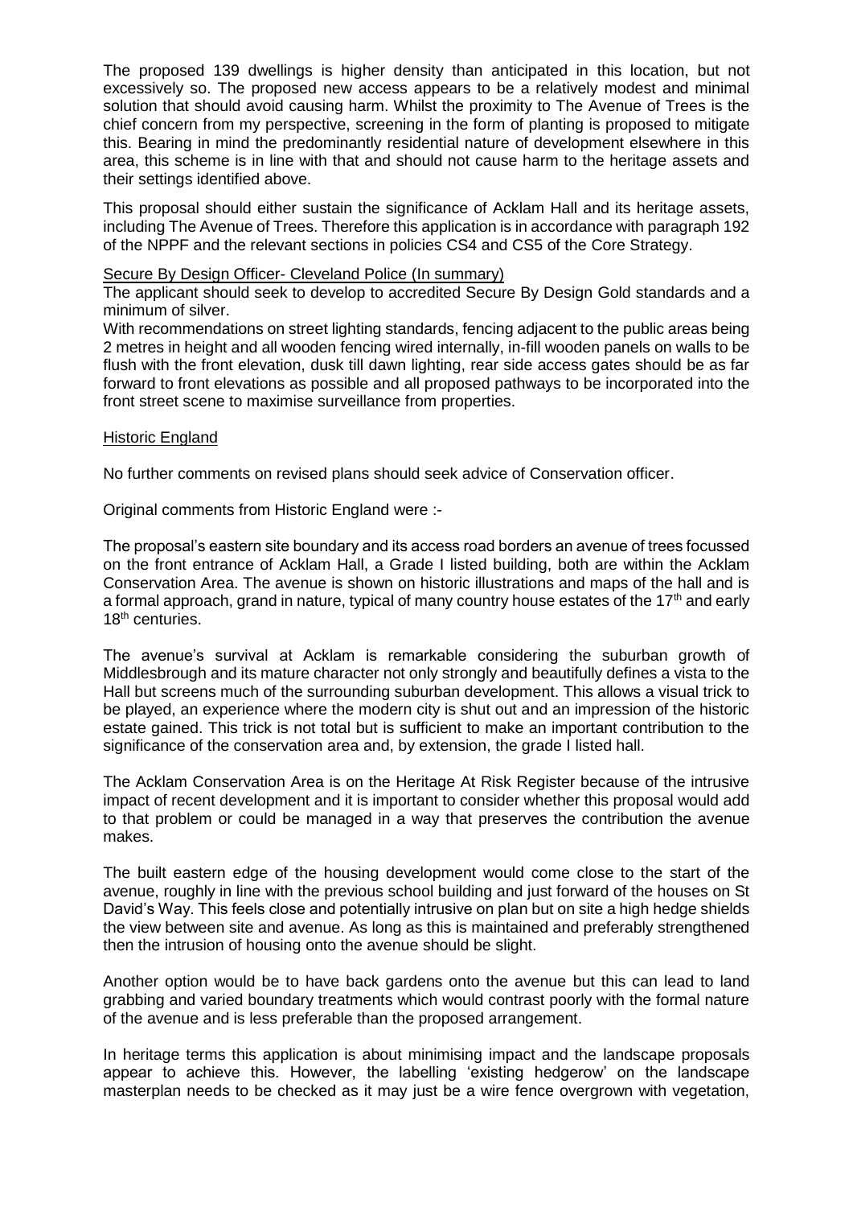The proposed 139 dwellings is higher density than anticipated in this location, but not excessively so. The proposed new access appears to be a relatively modest and minimal solution that should avoid causing harm. Whilst the proximity to The Avenue of Trees is the chief concern from my perspective, screening in the form of planting is proposed to mitigate this. Bearing in mind the predominantly residential nature of development elsewhere in this area, this scheme is in line with that and should not cause harm to the heritage assets and their settings identified above.

This proposal should either sustain the significance of Acklam Hall and its heritage assets, including The Avenue of Trees. Therefore this application is in accordance with paragraph 192 of the NPPF and the relevant sections in policies CS4 and CS5 of the Core Strategy.

Secure By Design Officer- Cleveland Police (In summary)

The applicant should seek to develop to accredited Secure By Design Gold standards and a minimum of silver.

With recommendations on street lighting standards, fencing adjacent to the public areas being 2 metres in height and all wooden fencing wired internally, in-fill wooden panels on walls to be flush with the front elevation, dusk till dawn lighting, rear side access gates should be as far forward to front elevations as possible and all proposed pathways to be incorporated into the front street scene to maximise surveillance from properties.

Historic England

No further comments on revised plans should seek advice of Conservation officer.

Original comments from Historic England were :-

The proposal's eastern site boundary and its access road borders an avenue of trees focussed on the front entrance of Acklam Hall, a Grade I listed building, both are within the Acklam Conservation Area. The avenue is shown on historic illustrations and maps of the hall and is a formal approach, grand in nature, typical of many country house estates of the 17th and early 18th centuries.

The avenue's survival at Acklam is remarkable considering the suburban growth of Middlesbrough and its mature character not only strongly and beautifully defines a vista to the Hall but screens much of the surrounding suburban development. This allows a visual trick to be played, an experience where the modern city is shut out and an impression of the historic estate gained. This trick is not total but is sufficient to make an important contribution to the significance of the conservation area and, by extension, the grade I listed hall.

The Acklam Conservation Area is on the Heritage At Risk Register because of the intrusive impact of recent development and it is important to consider whether this proposal would add to that problem or could be managed in a way that preserves the contribution the avenue makes.

The built eastern edge of the housing development would come close to the start of the avenue, roughly in line with the previous school building and just forward of the houses on St David's Way. This feels close and potentially intrusive on plan but on site a high hedge shields the view between site and avenue. As long as this is maintained and preferably strengthened then the intrusion of housing onto the avenue should be slight.

Another option would be to have back gardens onto the avenue but this can lead to land grabbing and varied boundary treatments which would contrast poorly with the formal nature of the avenue and is less preferable than the proposed arrangement.

In heritage terms this application is about minimising impact and the landscape proposals appear to achieve this. However, the labelling 'existing hedgerow' on the landscape masterplan needs to be checked as it may just be a wire fence overgrown with vegetation,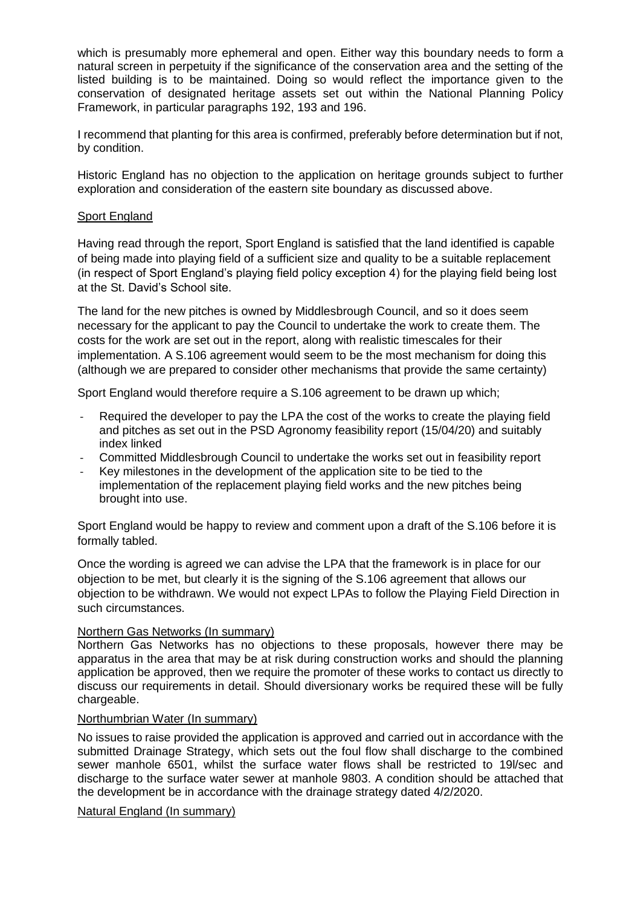which is presumably more ephemeral and open. Either way this boundary needs to form a natural screen in perpetuity if the significance of the conservation area and the setting of the listed building is to be maintained. Doing so would reflect the importance given to the conservation of designated heritage assets set out within the National Planning Policy Framework, in particular paragraphs 192, 193 and 196.

I recommend that planting for this area is confirmed, preferably before determination but if not, by condition.

Historic England has no objection to the application on heritage grounds subject to further exploration and consideration of the eastern site boundary as discussed above.

<u>Sport England</u>

Having read through the report, Sport England is satisfied that the land identified is capable of being made into playing field of a sufficient size and quality to be a suitable replacement (in respect of Sport England's playing field policy exception 4) for the playing field being lost at the St. David's School site.

The land for the new pitches is owned by Middlesbrough Council, and so it does seem necessary for the applicant to pay the Council to undertake the work to create them. The costs for the work are set out in the report, along with realistic timescales for their implementation. A S.106 agreement would seem to be the most mechanism for doing this (although we are prepared to consider other mechanisms that provide the same certainty)

Sport England would therefore require a S.106 agreement to be drawn up which;

- Required the developer to pay the LPA the cost of the works to create the playing field and pitches as set out in the PSD Agronomy feasibility report (15/04/20) and suitably index linked
- Committed Middlesbrough Council to undertake the works set out in feasibility report
- Key milestones in the development of the application site to be tied to the implementation of the replacement playing field works and the new pitches being brought into use.

Sport England would be happy to review and comment upon a draft of the S.106 before it is formally tabled.

Once the wording is agreed we can advise the LPA that the framework is in place for our objection to be met, but clearly it is the signing of the S.106 agreement that allows our objection to be withdrawn. We would not expect LPAs to follow the Playing Field Direction in such circumstances.

<u>Northern Gas Networks (In summary)</u>

Northern Gas Networks has no objections to these proposals, however there may be apparatus in the area that may be at risk during construction works and should the planning application be approved, then we require the promoter of these works to contact us directly to discuss our requirements in detail. Should diversionary works be required these will be fully chargeable.

<u>Northumbrian Water (In summary)</u>

No issues to raise provided the application is approved and carried out in accordance with the submitted Drainage Strategy, which sets out the foul flow shall discharge to the combined sewer manhole 6501, whilst the surface water flows shall be restricted to 19l/sec and discharge to the surface water sewer at manhole 9803. A condition should be attached that the development be in accordance with the drainage strategy dated 4/2/2020.

<u>Natural England (In summary)</u>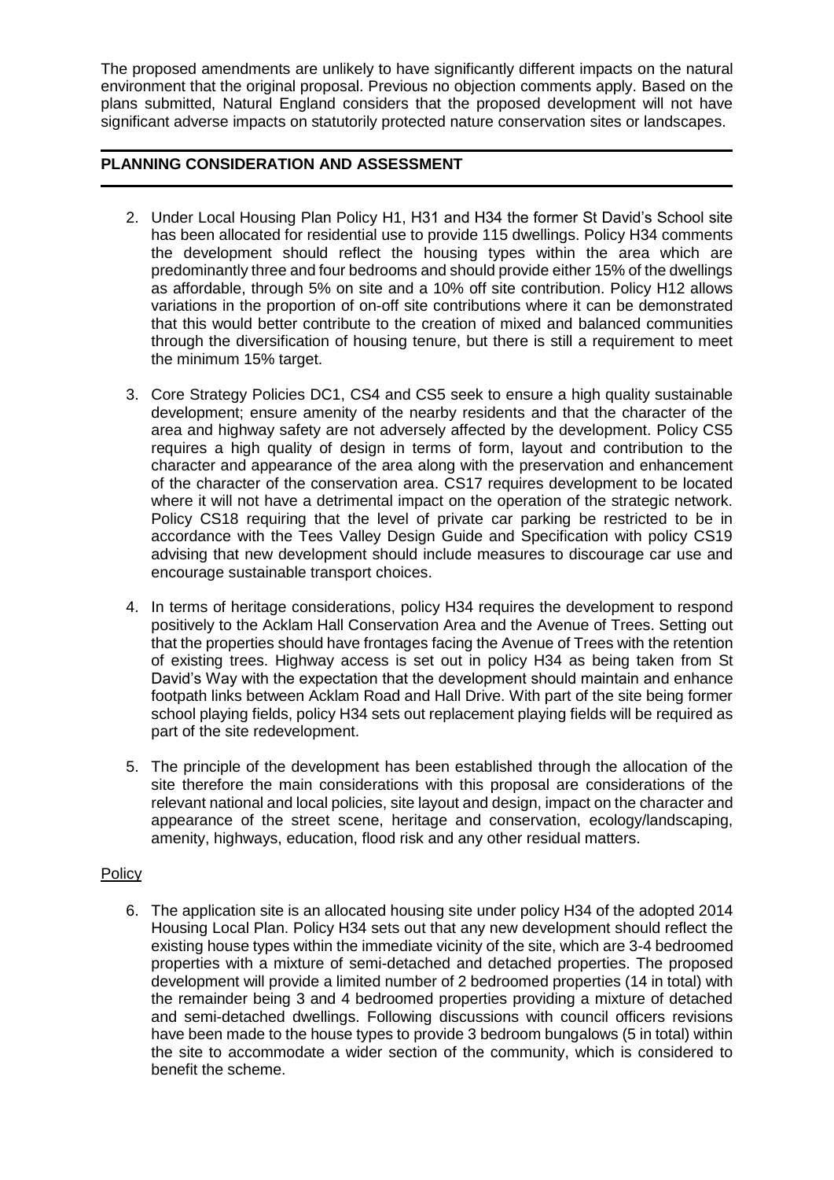The proposed amendments are unlikely to have significantly different impacts on the natural environment that the original proposal. Previous no objection comments apply. Based on the plans submitted, Natural England considers that the proposed development will not have significant adverse impacts on statutorily protected nature conservation sites or landscapes.

## PLANNING CONSIDERATION AND ASSESSMENT

2. Under Local Housing Plan Policy H1, H31 and H34 the former St David's School site has been allocated for residential use to provide 115 dwellings. Policy H34 comments the development should reflect the housing types within the area which are predominantly three and four bedrooms and should provide either 15% of the dwellings as affordable, through 5% on site and a 10% off site contribution. Policy H12 allows variations in the proportion of on-off site contributions where it can be demonstrated that this would better contribute to the creation of mixed and balanced communities through the diversification of housing tenure, but there is still a requirement to meet the minimum 15% target.

3. Core Strategy Policies DC1, CS4 and CS5 seek to ensure a high quality sustainable development; ensure amenity of the nearby residents and that the character of the area and highway safety are not adversely affected by the development. Policy CS5 requires a high quality of design in terms of form, layout and contribution to the character and appearance of the area along with the preservation and enhancement of the character of the conservation area. CS17 requires development to be located where it will not have a detrimental impact on the operation of the strategic network. Policy CS18 requiring that the level of private car parking be restricted to be in accordance with the Tees Valley Design Guide and Specification with policy CS19 advising that new development should include measures to discourage car use and encourage sustainable transport choices.

4. In terms of heritage considerations, policy H34 requires the development to respond positively to the Acklam Hall Conservation Area and the Avenue of Trees. Setting out that the properties should have frontages facing the Avenue of Trees with the retention of existing trees. Highway access is set out in policy H34 as being taken from St David's Way with the expectation that the development should maintain and enhance footpath links between Acklam Road and Hall Drive. With part of the site being former school playing fields, policy H34 sets out replacement playing fields will be required as part of the site redevelopment.

5. The principle of the development has been established through the allocation of the site therefore the main considerations with this proposal are considerations of the relevant national and local policies, site layout and design, impact on the character and appearance of the street scene, heritage and conservation, ecology/landscaping, amenity, highways, education, flood risk and any other residual matters.

### Policy

6. The application site is an allocated housing site under policy H34 of the adopted 2014 Housing Local Plan. Policy H34 sets out that any new development should reflect the existing house types within the immediate vicinity of the site, which are 3-4 bedroomed properties with a mixture of semi-detached and detached properties. The proposed development will provide a limited number of 2 bedroomed properties (14 in total) with the remainder being 3 and 4 bedroomed properties providing a mixture of detached and semi-detached dwellings. Following discussions with council officers revisions have been made to the house types to provide 3 bedroom bungalows (5 in total) within the site to accommodate a wider section of the community, which is considered to benefit the scheme.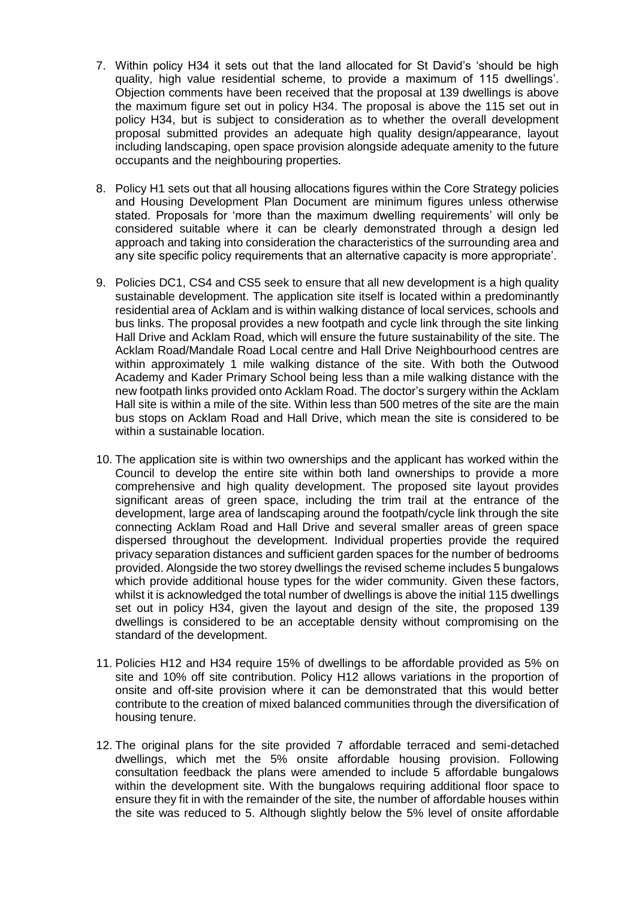7. Within policy H34 it sets out that the land allocated for St David's 'should be high quality, high value residential scheme, to provide a maximum of 115 dwellings'. Objection comments have been received that the proposal at 139 dwellings is above the maximum figure set out in policy H34. The proposal is above the 115 set out in policy H34, but is subject to consideration as to whether the overall development proposal submitted provides an adequate high quality design/appearance, layout including landscaping, open space provision alongside adequate amenity to the future occupants and the neighbouring properties.

8. Policy H1 sets out that all housing allocations figures within the Core Strategy policies and Housing Development Plan Document are minimum figures unless otherwise stated. Proposals for 'more than the maximum dwelling requirements' will only be considered suitable where it can be clearly demonstrated through a design led approach and taking into consideration the characteristics of the surrounding area and any site specific policy requirements that an alternative capacity is more appropriate'.

9. Policies DC1, CS4 and CS5 seek to ensure that all new development is a high quality sustainable development. The application site itself is located within a predominantly residential area of Acklam and is within walking distance of local services, schools and bus links. The proposal provides a new footpath and cycle link through the site linking Hall Drive and Acklam Road, which will ensure the future sustainability of the site. The Acklam Road/Mandale Road Local centre and Hall Drive Neighbourhood centres are within approximately 1 mile walking distance of the site. With both the Outwood Academy and Kader Primary School being less than a mile walking distance with the new footpath links provided onto Acklam Road. The doctor's surgery within the Acklam Hall site is within a mile of the site. Within less than 500 metres of the site are the main bus stops on Acklam Road and Hall Drive, which mean the site is considered to be within a sustainable location.

10. The application site is within two ownerships and the applicant has worked within the Council to develop the entire site within both land ownerships to provide a more comprehensive and high quality development. The proposed site layout provides significant areas of green space, including the trim trail at the entrance of the development, large area of landscaping around the footpath/cycle link through the site connecting Acklam Road and Hall Drive and several smaller areas of green space dispersed throughout the development. Individual properties provide the required privacy separation distances and sufficient garden spaces for the number of bedrooms provided. Alongside the two storey dwellings the revised scheme includes 5 bungalows which provide additional house types for the wider community. Given these factors, whilst it is acknowledged the total number of dwellings is above the initial 115 dwellings set out in policy H34, given the layout and design of the site, the proposed 139 dwellings is considered to be an acceptable density without compromising on the standard of the development.

11. Policies H12 and H34 require 15% of dwellings to be affordable provided as 5% on site and 10% off site contribution. Policy H12 allows variations in the proportion of onsite and off-site provision where it can be demonstrated that this would better contribute to the creation of mixed balanced communities through the diversification of housing tenure.

12. The original plans for the site provided 7 affordable terraced and semi-detached dwellings, which met the 5% onsite affordable housing provision. Following consultation feedback the plans were amended to include 5 affordable bungalows within the development site. With the bungalows requiring additional floor space to ensure they fit in with the remainder of the site, the number of affordable houses within the site was reduced to 5. Although slightly below the 5% level of onsite affordable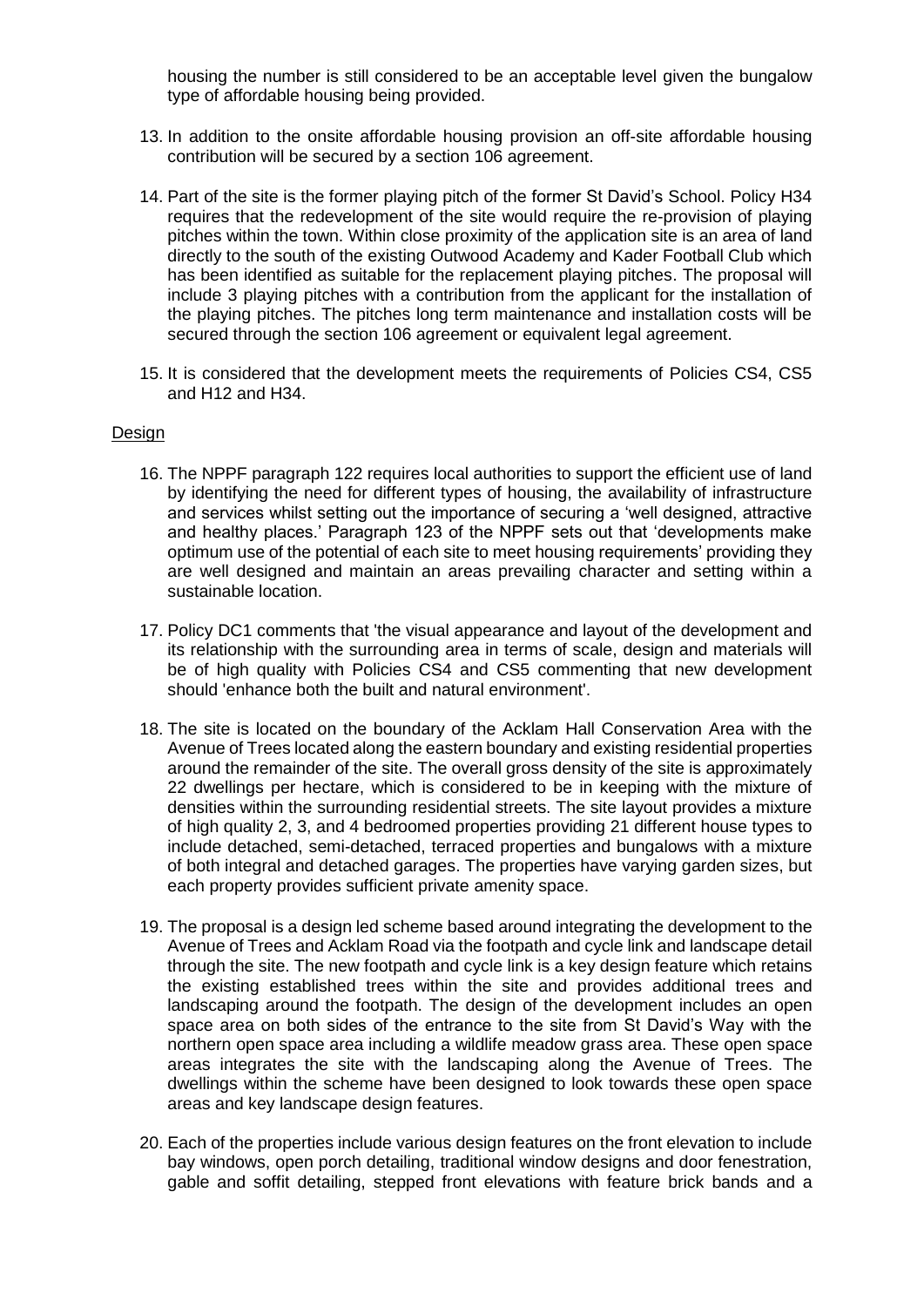housing the number is still considered to be an acceptable level given the bungalow type of affordable housing being provided.

13. In addition to the onsite affordable housing provision an off-site affordable housing contribution will be secured by a section 106 agreement.

14. Part of the site is the former playing pitch of the former St David's School. Policy H34 requires that the redevelopment of the site would require the re-provision of playing pitches within the town. Within close proximity of the application site is an area of land directly to the south of the existing Outwood Academy and Kader Football Club which has been identified as suitable for the replacement playing pitches. The proposal will include 3 playing pitches with a contribution from the applicant for the installation of the playing pitches. The pitches long term maintenance and installation costs will be secured through the section 106 agreement or equivalent legal agreement.

15. It is considered that the development meets the requirements of Policies CS4, CS5 and H12 and H34.

Design

16. The NPPF paragraph 122 requires local authorities to support the efficient use of land by identifying the need for different types of housing, the availability of infrastructure and services whilst setting out the importance of securing a 'well designed, attractive and healthy places.' Paragraph 123 of the NPPF sets out that 'developments make optimum use of the potential of each site to meet housing requirements' providing they are well designed and maintain an areas prevailing character and setting within a sustainable location.

17. Policy DC1 comments that 'the visual appearance and layout of the development and its relationship with the surrounding area in terms of scale, design and materials will be of high quality with Policies CS4 and CS5 commenting that new development should 'enhance both the built and natural environment'.

18. The site is located on the boundary of the Acklam Hall Conservation Area with the Avenue of Trees located along the eastern boundary and existing residential properties around the remainder of the site. The overall gross density of the site is approximately 22 dwellings per hectare, which is considered to be in keeping with the mixture of densities within the surrounding residential streets. The site layout provides a mixture of high quality 2, 3, and 4 bedroomed properties providing 21 different house types to include detached, semi-detached, terraced properties and bungalows with a mixture of both integral and detached garages. The properties have varying garden sizes, but each property provides sufficient private amenity space.

19. The proposal is a design led scheme based around integrating the development to the Avenue of Trees and Acklam Road via the footpath and cycle link and landscape detail through the site. The new footpath and cycle link is a key design feature which retains the existing established trees within the site and provides additional trees and landscaping around the footpath. The design of the development includes an open space area on both sides of the entrance to the site from St David's Way with the northern open space area including a wildlife meadow grass area. These open space areas integrates the site with the landscaping along the Avenue of Trees. The dwellings within the scheme have been designed to look towards these open space areas and key landscape design features.

20. Each of the properties include various design features on the front elevation to include bay windows, open porch detailing, traditional window designs and door fenestration, gable and soffit detailing, stepped front elevations with feature brick bands and a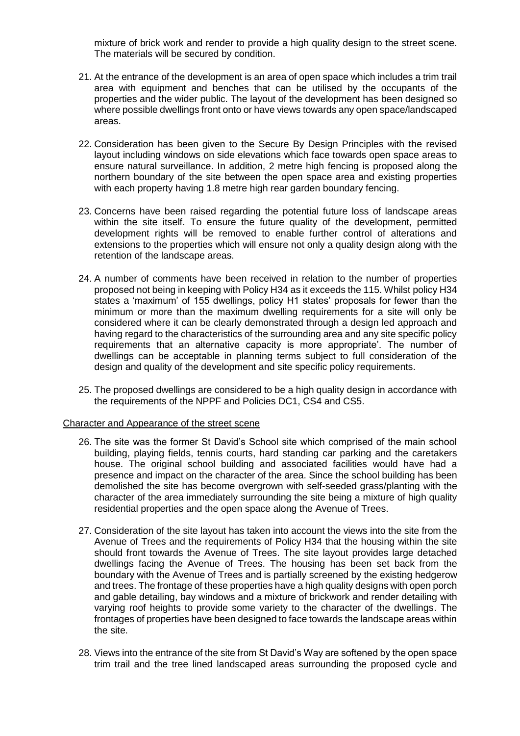mixture of brick work and render to provide a high quality design to the street scene. The materials will be secured by condition.

21. At the entrance of the development is an area of open space which includes a trim trail area with equipment and benches that can be utilised by the occupants of the properties and the wider public. The layout of the development has been designed so where possible dwellings front onto or have views towards any open space/landscaped areas.

22. Consideration has been given to the Secure By Design Principles with the revised layout including windows on side elevations which face towards open space areas to ensure natural surveillance. In addition, 2 metre high fencing is proposed along the northern boundary of the site between the open space area and existing properties with each property having 1.8 metre high rear garden boundary fencing.

23. Concerns have been raised regarding the potential future loss of landscape areas within the site itself. To ensure the future quality of the development, permitted development rights will be removed to enable further control of alterations and extensions to the properties which will ensure not only a quality design along with the retention of the landscape areas.

24. A number of comments have been received in relation to the number of properties proposed not being in keeping with Policy H34 as it exceeds the 115. Whilst policy H34 states a 'maximum' of 155 dwellings, policy H1 states' proposals for fewer than the minimum or more than the maximum dwelling requirements for a site will only be considered where it can be clearly demonstrated through a design led approach and having regard to the characteristics of the surrounding area and any site specific policy requirements that an alternative capacity is more appropriate'. The number of dwellings can be acceptable in planning terms subject to full consideration of the design and quality of the development and site specific policy requirements.

25. The proposed dwellings are considered to be a high quality design in accordance with the requirements of the NPPF and Policies DC1, CS4 and CS5.

Character and Appearance of the street scene

26. The site was the former St David's School site which comprised of the main school building, playing fields, tennis courts, hard standing car parking and the caretakers house. The original school building and associated facilities would have had a presence and impact on the character of the area. Since the school building has been demolished the site has become overgrown with self-seeded grass/planting with the character of the area immediately surrounding the site being a mixture of high quality residential properties and the open space along the Avenue of Trees.

27. Consideration of the site layout has taken into account the views into the site from the Avenue of Trees and the requirements of Policy H34 that the housing within the site should front towards the Avenue of Trees. The site layout provides large detached dwellings facing the Avenue of Trees. The housing has been set back from the boundary with the Avenue of Trees and is partially screened by the existing hedgerow and trees. The frontage of these properties have a high quality designs with open porch and gable detailing, bay windows and a mixture of brickwork and render detailing with varying roof heights to provide some variety to the character of the dwellings. The frontages of properties have been designed to face towards the landscape areas within the site.

28. Views into the entrance of the site from St David's Way are softened by the open space trim trail and the tree lined landscaped areas surrounding the proposed cycle and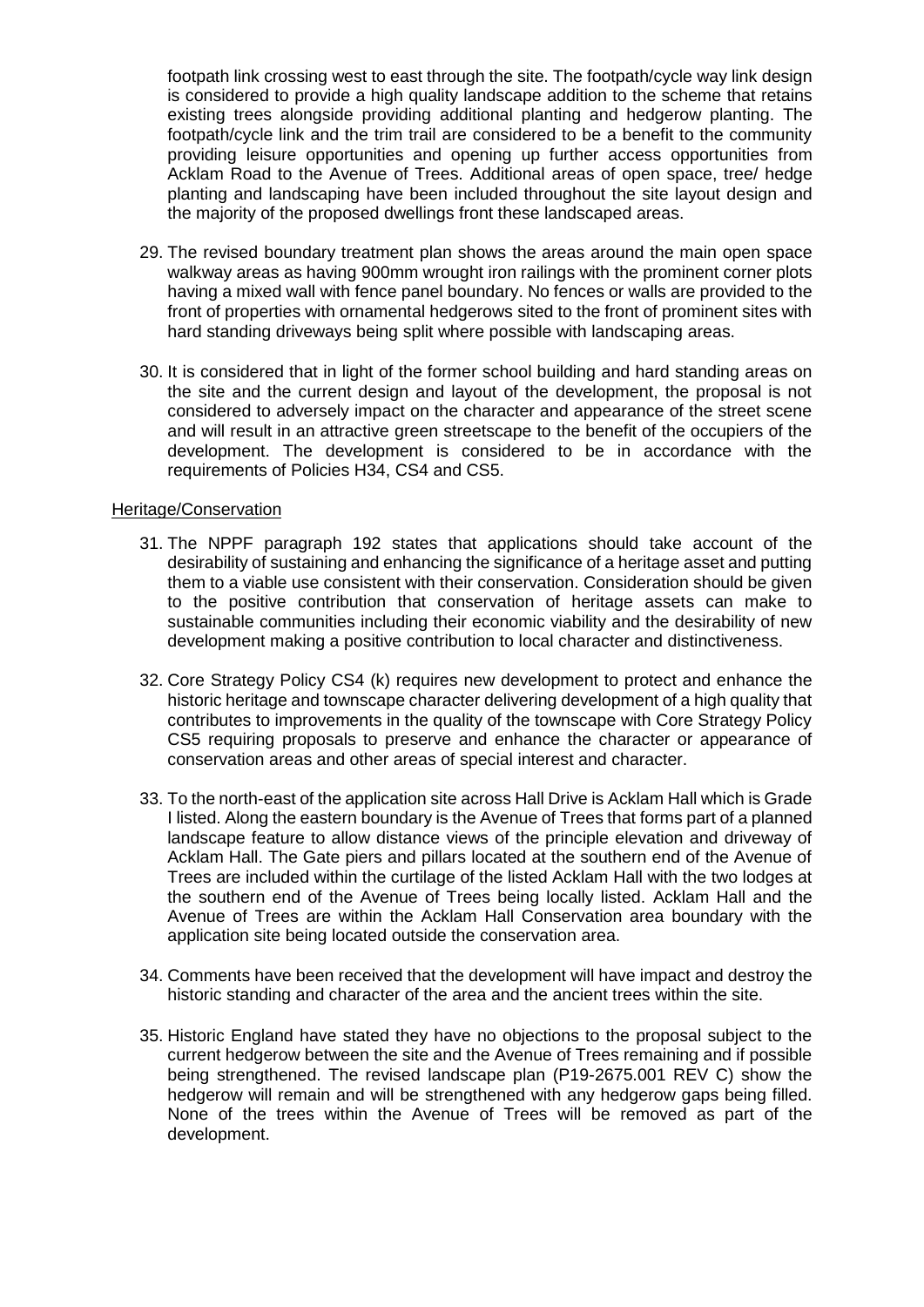footpath link crossing west to east through the site. The footpath/cycle way link design is considered to provide a high quality landscape addition to the scheme that retains existing trees alongside providing additional planting and hedgerow planting. The footpath/cycle link and the trim trail are considered to be a benefit to the community providing leisure opportunities and opening up further access opportunities from Acklam Road to the Avenue of Trees. Additional areas of open space, tree/ hedge planting and landscaping have been included throughout the site layout design and the majority of the proposed dwellings front these landscaped areas.

29. The revised boundary treatment plan shows the areas around the main open space walkway areas as having 900mm wrought iron railings with the prominent corner plots having a mixed wall with fence panel boundary. No fences or walls are provided to the front of properties with ornamental hedgerows sited to the front of prominent sites with hard standing driveways being split where possible with landscaping areas.

30. It is considered that in light of the former school building and hard standing areas on the site and the current design and layout of the development, the proposal is not considered to adversely impact on the character and appearance of the street scene and will result in an attractive green streetscape to the benefit of the occupiers of the development. The development is considered to be in accordance with the requirements of Policies H34, CS4 and CS5.

Heritage/Conservation

31. The NPPF paragraph 192 states that applications should take account of the desirability of sustaining and enhancing the significance of a heritage asset and putting them to a viable use consistent with their conservation. Consideration should be given to the positive contribution that conservation of heritage assets can make to sustainable communities including their economic viability and the desirability of new development making a positive contribution to local character and distinctiveness.

32. Core Strategy Policy CS4 (k) requires new development to protect and enhance the historic heritage and townscape character delivering development of a high quality that contributes to improvements in the quality of the townscape with Core Strategy Policy CS5 requiring proposals to preserve and enhance the character or appearance of conservation areas and other areas of special interest and character.

33. To the north-east of the application site across Hall Drive is Acklam Hall which is Grade I listed. Along the eastern boundary is the Avenue of Trees that forms part of a planned landscape feature to allow distance views of the principle elevation and driveway of Acklam Hall. The Gate piers and pillars located at the southern end of the Avenue of Trees are included within the curtilage of the listed Acklam Hall with the two lodges at the southern end of the Avenue of Trees being locally listed. Acklam Hall and the Avenue of Trees are within the Acklam Hall Conservation area boundary with the application site being located outside the conservation area.

34. Comments have been received that the development will have impact and destroy the historic standing and character of the area and the ancient trees within the site.

35. Historic England have stated they have no objections to the proposal subject to the current hedgerow between the site and the Avenue of Trees remaining and if possible being strengthened. The revised landscape plan (P19-2675.001 REV C) show the hedgerow will remain and will be strengthened with any hedgerow gaps being filled. None of the trees within the Avenue of Trees will be removed as part of the development.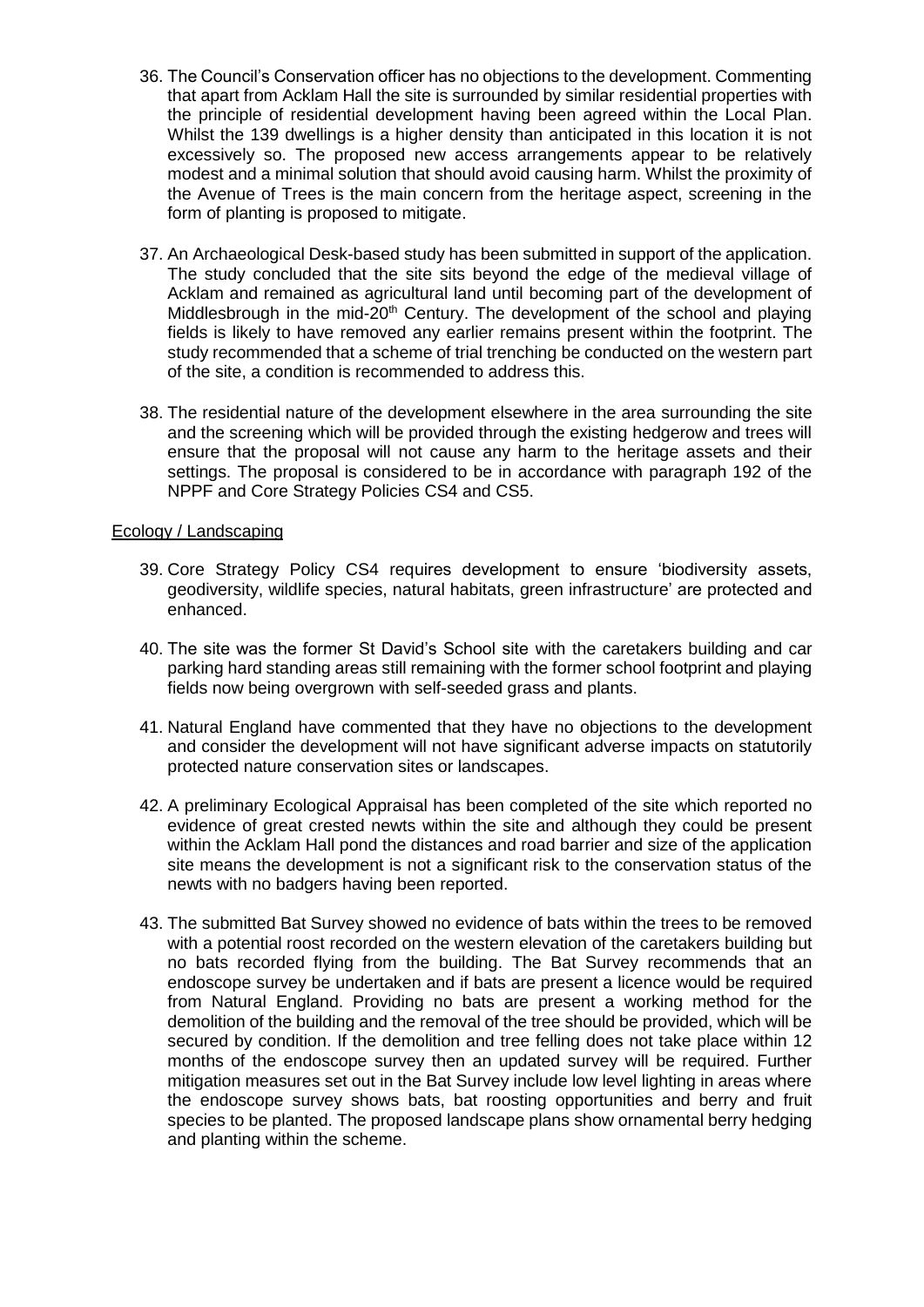36. The Council's Conservation officer has no objections to the development. Commenting that apart from Acklam Hall the site is surrounded by similar residential properties with the principle of residential development having been agreed within the Local Plan. Whilst the 139 dwellings is a higher density than anticipated in this location it is not excessively so. The proposed new access arrangements appear to be relatively modest and a minimal solution that should avoid causing harm. Whilst the proximity of the Avenue of Trees is the main concern from the heritage aspect, screening in the form of planting is proposed to mitigate.

37. An Archaeological Desk-based study has been submitted in support of the application. The study concluded that the site sits beyond the edge of the medieval village of Acklam and remained as agricultural land until becoming part of the development of Middlesbrough in the mid-20th Century. The development of the school and playing fields is likely to have removed any earlier remains present within the footprint. The study recommended that a scheme of trial trenching be conducted on the western part of the site, a condition is recommended to address this.

38. The residential nature of the development elsewhere in the area surrounding the site and the screening which will be provided through the existing hedgerow and trees will ensure that the proposal will not cause any harm to the heritage assets and their settings. The proposal is considered to be in accordance with paragraph 192 of the NPPF and Core Strategy Policies CS4 and CS5.

Ecology / Landscaping

39. Core Strategy Policy CS4 requires development to ensure 'biodiversity assets, geodiversity, wildlife species, natural habitats, green infrastructure' are protected and enhanced.

40. The site was the former St David's School site with the caretakers building and car parking hard standing areas still remaining with the former school footprint and playing fields now being overgrown with self-seeded grass and plants.

41. Natural England have commented that they have no objections to the development and consider the development will not have significant adverse impacts on statutorily protected nature conservation sites or landscapes.

42. A preliminary Ecological Appraisal has been completed of the site which reported no evidence of great crested newts within the site and although they could be present within the Acklam Hall pond the distances and road barrier and size of the application site means the development is not a significant risk to the conservation status of the newts with no badgers having been reported.

43. The submitted Bat Survey showed no evidence of bats within the trees to be removed with a potential roost recorded on the western elevation of the caretakers building but no bats recorded flying from the building. The Bat Survey recommends that an endoscope survey be undertaken and if bats are present a licence would be required from Natural England. Providing no bats are present a working method for the demolition of the building and the removal of the tree should be provided, which will be secured by condition. If the demolition and tree felling does not take place within 12 months of the endoscope survey then an updated survey will be required. Further mitigation measures set out in the Bat Survey include low level lighting in areas where the endoscope survey shows bats, bat roosting opportunities and berry and fruit species to be planted. The proposed landscape plans show ornamental berry hedging and planting within the scheme.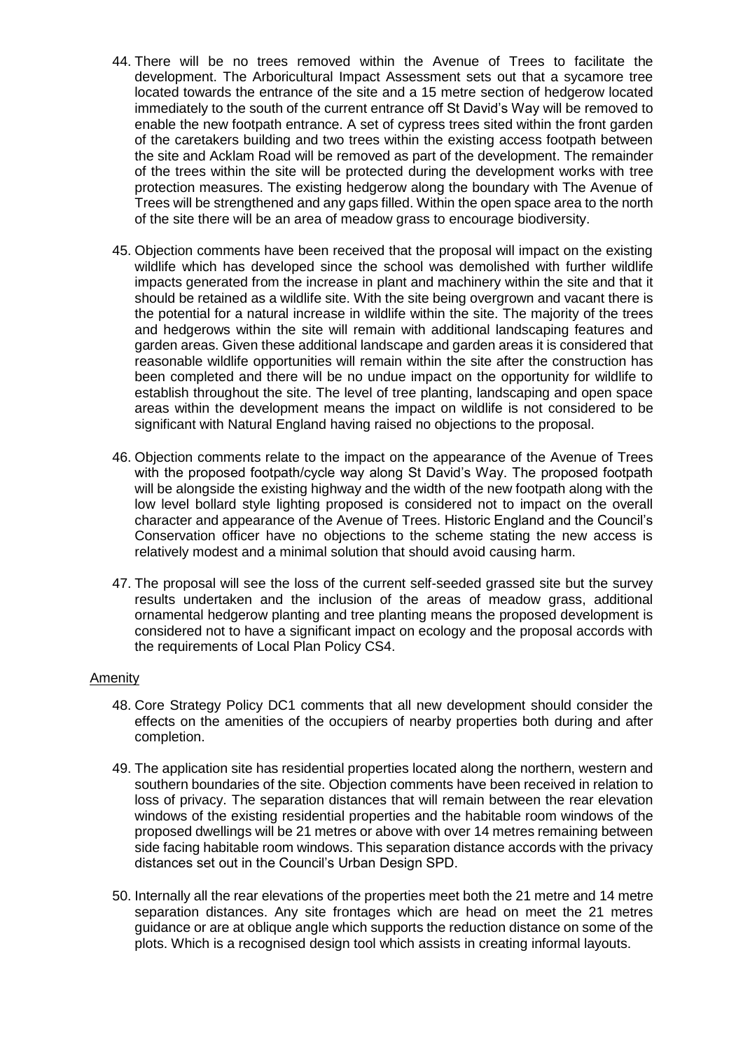44. There will be no trees removed within the Avenue of Trees to facilitate the development. The Arboricultural Impact Assessment sets out that a sycamore tree located towards the entrance of the site and a 15 metre section of hedgerow located immediately to the south of the current entrance off St David's Way will be removed to enable the new footpath entrance. A set of cypress trees sited within the front garden of the caretakers building and two trees within the existing access footpath between the site and Acklam Road will be removed as part of the development. The remainder of the trees within the site will be protected during the development works with tree protection measures. The existing hedgerow along the boundary with The Avenue of Trees will be strengthened and any gaps filled. Within the open space area to the north of the site there will be an area of meadow grass to encourage biodiversity.

45. Objection comments have been received that the proposal will impact on the existing wildlife which has developed since the school was demolished with further wildlife impacts generated from the increase in plant and machinery within the site and that it should be retained as a wildlife site. With the site being overgrown and vacant there is the potential for a natural increase in wildlife within the site. The majority of the trees and hedgerows within the site will remain with additional landscaping features and garden areas. Given these additional landscape and garden areas it is considered that reasonable wildlife opportunities will remain within the site after the construction has been completed and there will be no undue impact on the opportunity for wildlife to establish throughout the site. The level of tree planting, landscaping and open space areas within the development means the impact on wildlife is not considered to be significant with Natural England having raised no objections to the proposal.

46. Objection comments relate to the impact on the appearance of the Avenue of Trees with the proposed footpath/cycle way along St David's Way. The proposed footpath will be alongside the existing highway and the width of the new footpath along with the low level bollard style lighting proposed is considered not to impact on the overall character and appearance of the Avenue of Trees. Historic England and the Council's Conservation officer have no objections to the scheme stating the new access is relatively modest and a minimal solution that should avoid causing harm.

47. The proposal will see the loss of the current self-seeded grassed site but the survey results undertaken and the inclusion of the areas of meadow grass, additional ornamental hedgerow planting and tree planting means the proposed development is considered not to have a significant impact on ecology and the proposal accords with the requirements of Local Plan Policy CS4.

Amenity

48. Core Strategy Policy DC1 comments that all new development should consider the effects on the amenities of the occupiers of nearby properties both during and after completion.

49. The application site has residential properties located along the northern, western and southern boundaries of the site. Objection comments have been received in relation to loss of privacy. The separation distances that will remain between the rear elevation windows of the existing residential properties and the habitable room windows of the proposed dwellings will be 21 metres or above with over 14 metres remaining between side facing habitable room windows. This separation distance accords with the privacy distances set out in the Council's Urban Design SPD.

50. Internally all the rear elevations of the properties meet both the 21 metre and 14 metre separation distances. Any site frontages which are head on meet the 21 metres guidance or are at oblique angle which supports the reduction distance on some of the plots. Which is a recognised design tool which assists in creating informal layouts.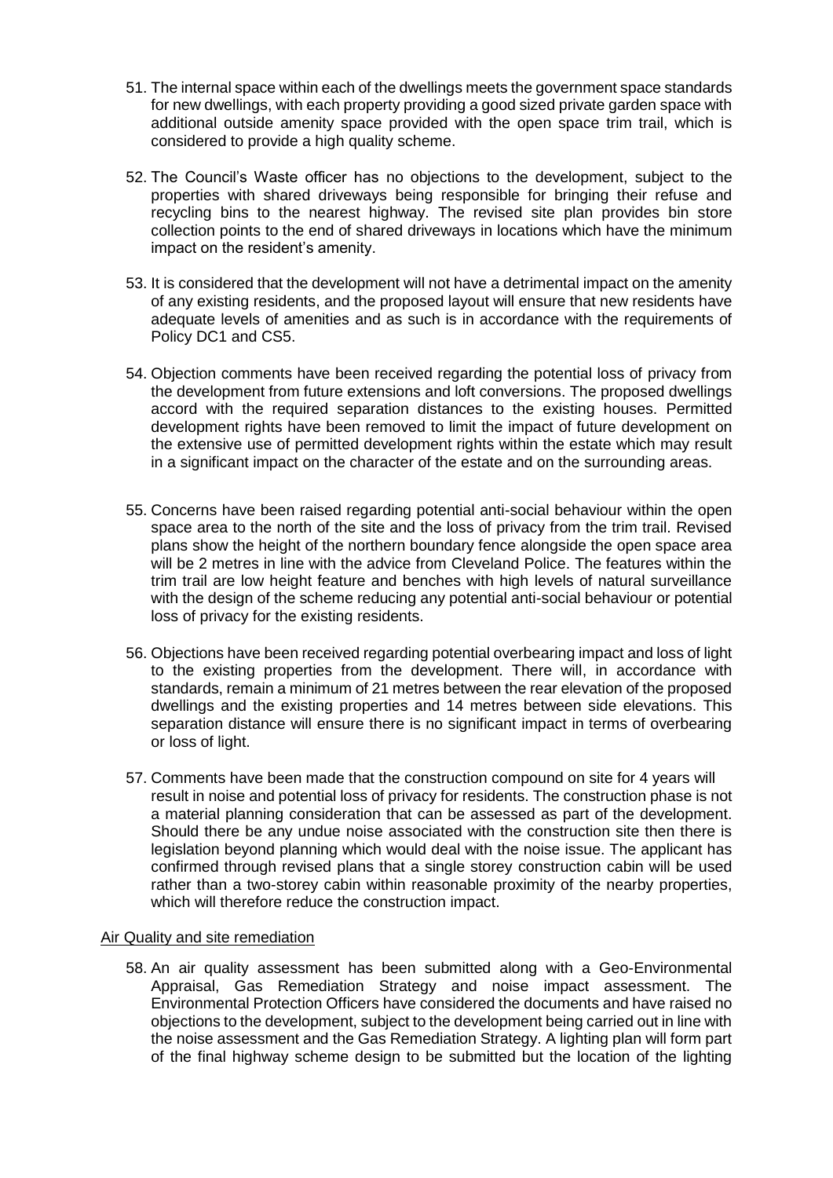51. The internal space within each of the dwellings meets the government space standards for new dwellings, with each property providing a good sized private garden space with additional outside amenity space provided with the open space trim trail, which is considered to provide a high quality scheme.

52. The Council's Waste officer has no objections to the development, subject to the properties with shared driveways being responsible for bringing their refuse and recycling bins to the nearest highway. The revised site plan provides bin store collection points to the end of shared driveways in locations which have the minimum impact on the resident's amenity.

53. It is considered that the development will not have a detrimental impact on the amenity of any existing residents, and the proposed layout will ensure that new residents have adequate levels of amenities and as such is in accordance with the requirements of Policy DC1 and CS5.

54. Objection comments have been received regarding the potential loss of privacy from the development from future extensions and loft conversions. The proposed dwellings accord with the required separation distances to the existing houses. Permitted development rights have been removed to limit the impact of future development on the extensive use of permitted development rights within the estate which may result in a significant impact on the character of the estate and on the surrounding areas.

55. Concerns have been raised regarding potential anti-social behaviour within the open space area to the north of the site and the loss of privacy from the trim trail. Revised plans show the height of the northern boundary fence alongside the open space area will be 2 metres in line with the advice from Cleveland Police. The features within the trim trail are low height feature and benches with high levels of natural surveillance with the design of the scheme reducing any potential anti-social behaviour or potential loss of privacy for the existing residents.

56. Objections have been received regarding potential overbearing impact and loss of light to the existing properties from the development. There will, in accordance with standards, remain a minimum of 21 metres between the rear elevation of the proposed dwellings and the existing properties and 14 metres between side elevations. This separation distance will ensure there is no significant impact in terms of overbearing or loss of light.

57. Comments have been made that the construction compound on site for 4 years will result in noise and potential loss of privacy for residents. The construction phase is not a material planning consideration that can be assessed as part of the development. Should there be any undue noise associated with the construction site then there is legislation beyond planning which would deal with the noise issue. The applicant has confirmed through revised plans that a single storey construction cabin will be used rather than a two-storey cabin within reasonable proximity of the nearby properties, which will therefore reduce the construction impact.

Air Quality and site remediation

58. An air quality assessment has been submitted along with a Geo-Environmental Appraisal, Gas Remediation Strategy and noise impact assessment. The Environmental Protection Officers have considered the documents and have raised no objections to the development, subject to the development being carried out in line with the noise assessment and the Gas Remediation Strategy. A lighting plan will form part of the final highway scheme design to be submitted but the location of the lighting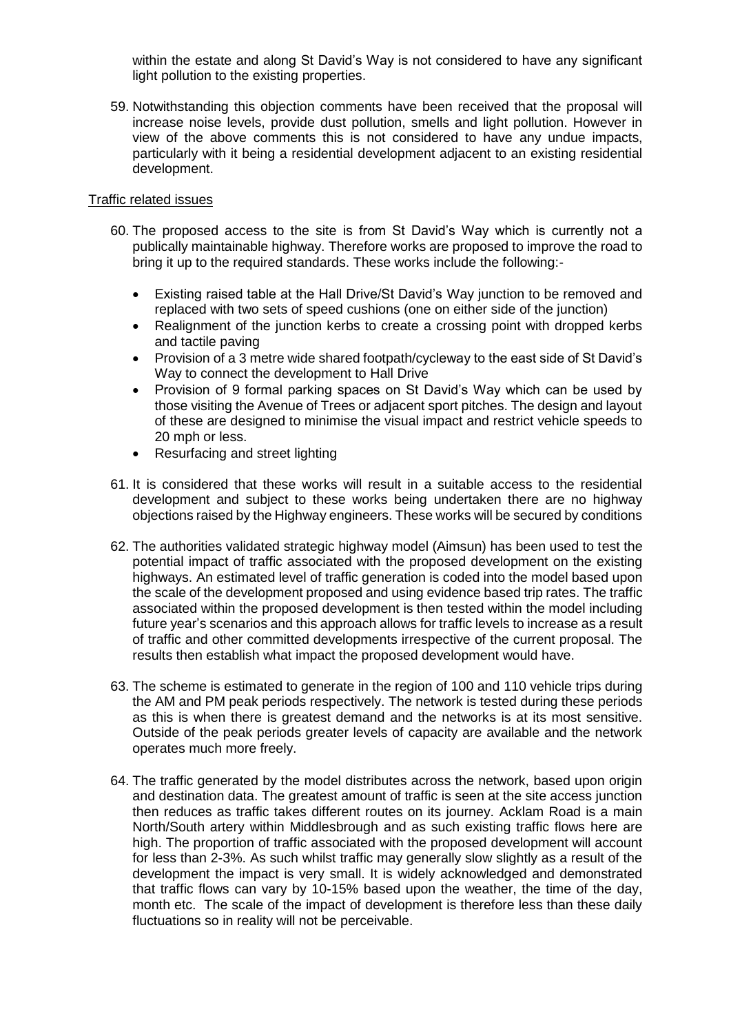within the estate and along St David's Way is not considered to have any significant light pollution to the existing properties.

59. Notwithstanding this objection comments have been received that the proposal will increase noise levels, provide dust pollution, smells and light pollution. However in view of the above comments this is not considered to have any undue impacts, particularly with it being a residential development adjacent to an existing residential development.

Traffic related issues

60. The proposed access to the site is from St David's Way which is currently not a publically maintainable highway. Therefore works are proposed to improve the road to bring it up to the required standards. These works include the following:-

    - Existing raised table at the Hall Drive/St David's Way junction to be removed and replaced with two sets of speed cushions (one on either side of the junction)
    - Realignment of the junction kerbs to create a crossing point with dropped kerbs and tactile paving
    - Provision of a 3 metre wide shared footpath/cycleway to the east side of St David's Way to connect the development to Hall Drive
    - Provision of 9 formal parking spaces on St David's Way which can be used by those visiting the Avenue of Trees or adjacent sport pitches. The design and layout of these are designed to minimise the visual impact and restrict vehicle speeds to 20 mph or less.
    - Resurfacing and street lighting

61. It is considered that these works will result in a suitable access to the residential development and subject to these works being undertaken there are no highway objections raised by the Highway engineers. These works will be secured by conditions

62. The authorities validated strategic highway model (Aimsun) has been used to test the potential impact of traffic associated with the proposed development on the existing highways. An estimated level of traffic generation is coded into the model based upon the scale of the development proposed and using evidence based trip rates. The traffic associated within the proposed development is then tested within the model including future year's scenarios and this approach allows for traffic levels to increase as a result of traffic and other committed developments irrespective of the current proposal. The results then establish what impact the proposed development would have.

63. The scheme is estimated to generate in the region of 100 and 110 vehicle trips during the AM and PM peak periods respectively. The network is tested during these periods as this is when there is greatest demand and the networks is at its most sensitive. Outside of the peak periods greater levels of capacity are available and the network operates much more freely.

64. The traffic generated by the model distributes across the network, based upon origin and destination data. The greatest amount of traffic is seen at the site access junction then reduces as traffic takes different routes on its journey. Acklam Road is a main North/South artery within Middlesbrough and as such existing traffic flows here are high. The proportion of traffic associated with the proposed development will account for less than 2-3%. As such whilst traffic may generally slow slightly as a result of the development the impact is very small. It is widely acknowledged and demonstrated that traffic flows can vary by 10-15% based upon the weather, the time of the day, month etc. The scale of the impact of development is therefore less than these daily fluctuations so in reality will not be perceivable.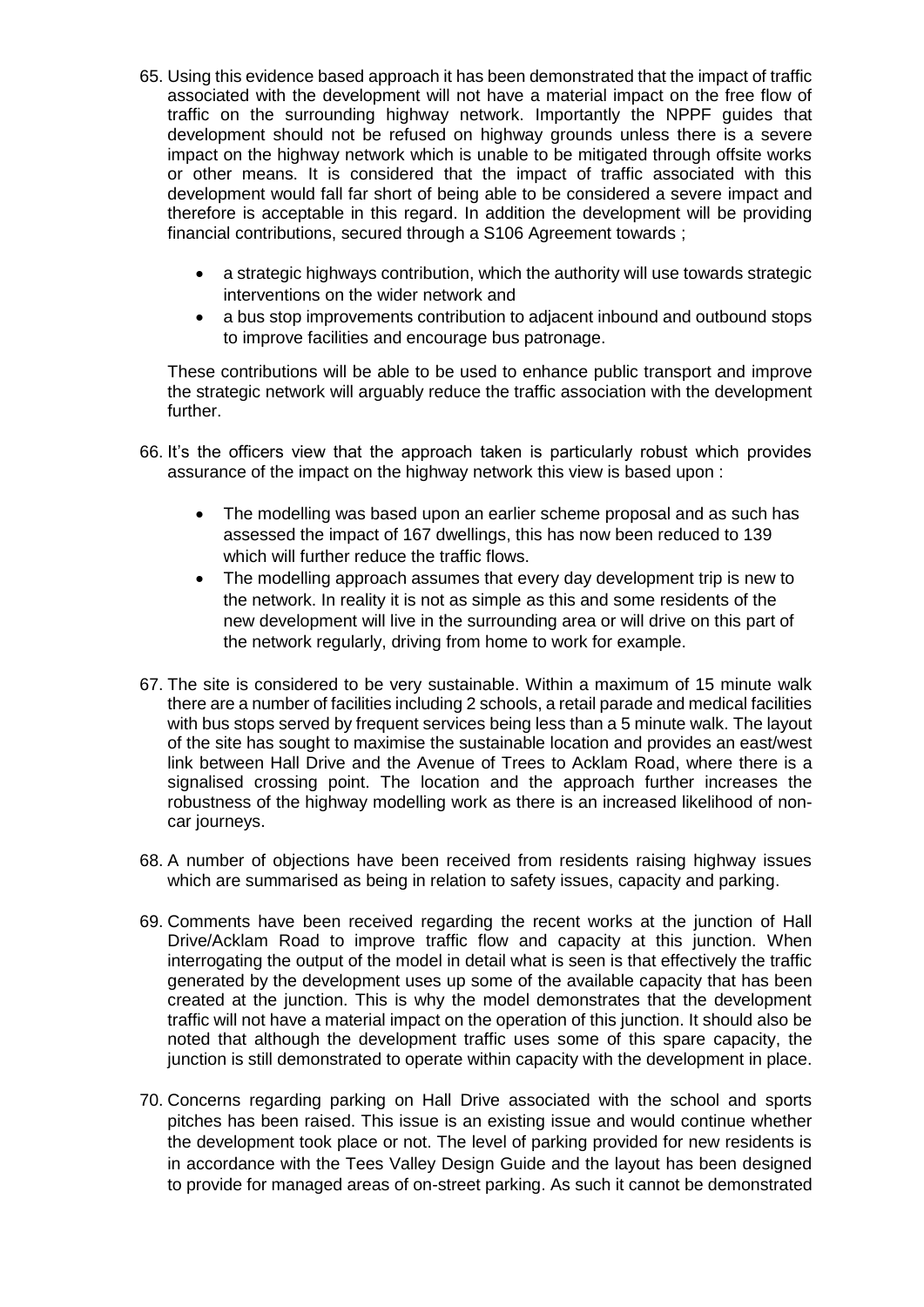65. Using this evidence based approach it has been demonstrated that the impact of traffic associated with the development will not have a material impact on the free flow of traffic on the surrounding highway network. Importantly the NPPF guides that development should not be refused on highway grounds unless there is a severe impact on the highway network which is unable to be mitigated through offsite works or other means. It is considered that the impact of traffic associated with this development would fall far short of being able to be considered a severe impact and therefore is acceptable in this regard. In addition the development will be providing financial contributions, secured through a S106 Agreement towards ;

    - a strategic highways contribution, which the authority will use towards strategic interventions on the wider network and
    - a bus stop improvements contribution to adjacent inbound and outbound stops to improve facilities and encourage bus patronage.

    These contributions will be able to be used to enhance public transport and improve the strategic network will arguably reduce the traffic association with the development further.

66. It's the officers view that the approach taken is particularly robust which provides assurance of the impact on the highway network this view is based upon :

    - The modelling was based upon an earlier scheme proposal and as such has assessed the impact of 167 dwellings, this has now been reduced to 139 which will further reduce the traffic flows.
    - The modelling approach assumes that every day development trip is new to the network. In reality it is not as simple as this and some residents of the new development will live in the surrounding area or will drive on this part of the network regularly, driving from home to work for example.

67. The site is considered to be very sustainable. Within a maximum of 15 minute walk there are a number of facilities including 2 schools, a retail parade and medical facilities with bus stops served by frequent services being less than a 5 minute walk. The layout of the site has sought to maximise the sustainable location and provides an east/west link between Hall Drive and the Avenue of Trees to Acklam Road, where there is a signalised crossing point. The location and the approach further increases the robustness of the highway modelling work as there is an increased likelihood of non-car journeys.

68. A number of objections have been received from residents raising highway issues which are summarised as being in relation to safety issues, capacity and parking.

69. Comments have been received regarding the recent works at the junction of Hall Drive/Acklam Road to improve traffic flow and capacity at this junction. When interrogating the output of the model in detail what is seen is that effectively the traffic generated by the development uses up some of the available capacity that has been created at the junction. This is why the model demonstrates that the development traffic will not have a material impact on the operation of this junction. It should also be noted that although the development traffic uses some of this spare capacity, the junction is still demonstrated to operate within capacity with the development in place.

70. Concerns regarding parking on Hall Drive associated with the school and sports pitches has been raised. This issue is an existing issue and would continue whether the development took place or not. The level of parking provided for new residents is in accordance with the Tees Valley Design Guide and the layout has been designed to provide for managed areas of on-street parking. As such it cannot be demonstrated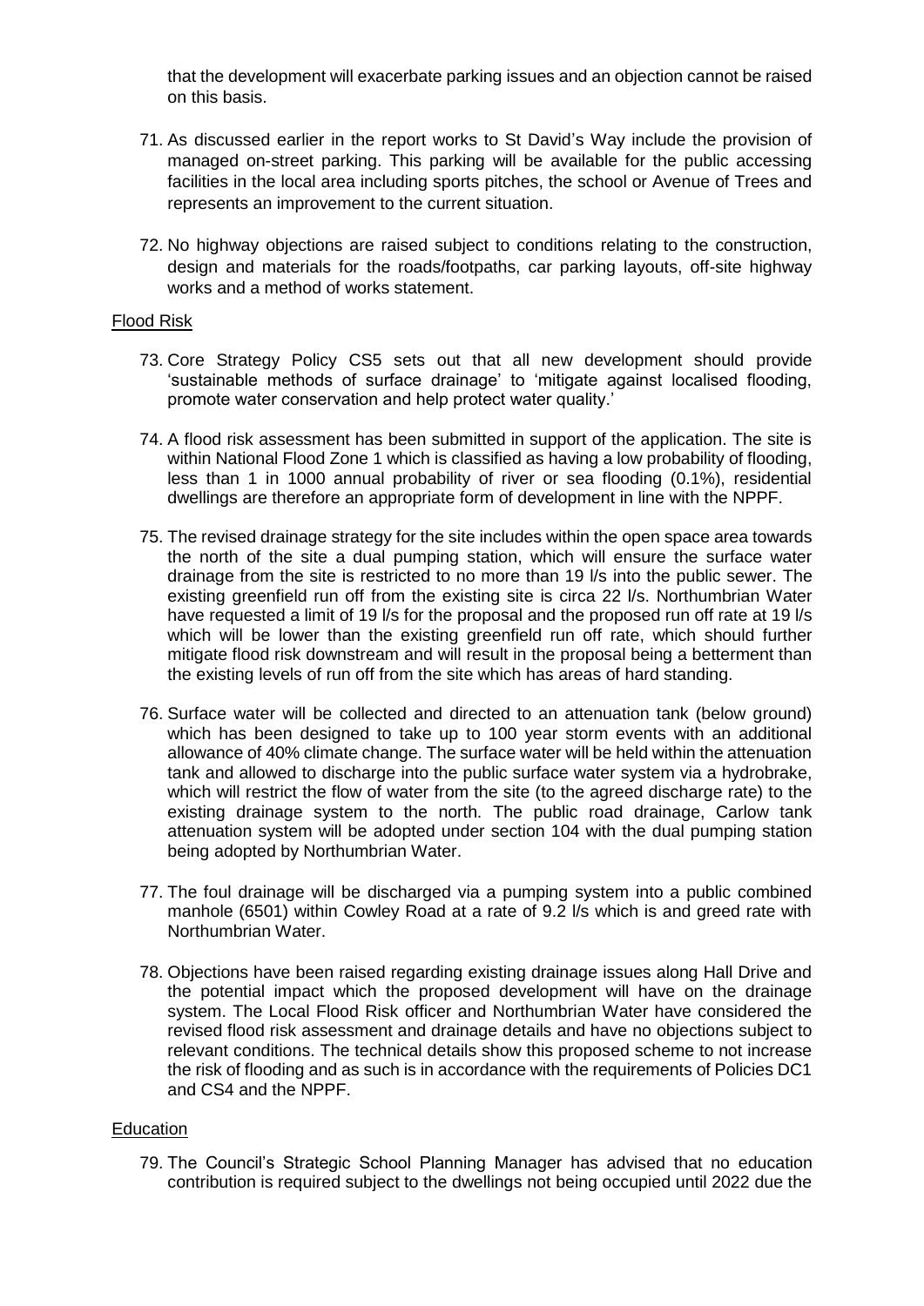that the development will exacerbate parking issues and an objection cannot be raised on this basis.

71. As discussed earlier in the report works to St David's Way include the provision of managed on-street parking. This parking will be available for the public accessing facilities in the local area including sports pitches, the school or Avenue of Trees and represents an improvement to the current situation.

72. No highway objections are raised subject to conditions relating to the construction, design and materials for the roads/footpaths, car parking layouts, off-site highway works and a method of works statement.

Flood Risk

73. Core Strategy Policy CS5 sets out that all new development should provide 'sustainable methods of surface drainage' to 'mitigate against localised flooding, promote water conservation and help protect water quality.'

74. A flood risk assessment has been submitted in support of the application. The site is within National Flood Zone 1 which is classified as having a low probability of flooding, less than 1 in 1000 annual probability of river or sea flooding (0.1%), residential dwellings are therefore an appropriate form of development in line with the NPPF.

75. The revised drainage strategy for the site includes within the open space area towards the north of the site a dual pumping station, which will ensure the surface water drainage from the site is restricted to no more than 19 l/s into the public sewer. The existing greenfield run off from the existing site is circa 22 l/s. Northumbrian Water have requested a limit of 19 l/s for the proposal and the proposed run off rate at 19 l/s which will be lower than the existing greenfield run off rate, which should further mitigate flood risk downstream and will result in the proposal being a betterment than the existing levels of run off from the site which has areas of hard standing.

76. Surface water will be collected and directed to an attenuation tank (below ground) which has been designed to take up to 100 year storm events with an additional allowance of 40% climate change. The surface water will be held within the attenuation tank and allowed to discharge into the public surface water system via a hydrobrake, which will restrict the flow of water from the site (to the agreed discharge rate) to the existing drainage system to the north. The public road drainage, Carlow tank attenuation system will be adopted under section 104 with the dual pumping station being adopted by Northumbrian Water.

77. The foul drainage will be discharged via a pumping system into a public combined manhole (6501) within Cowley Road at a rate of 9.2 l/s which is and greed rate with Northumbrian Water.

78. Objections have been raised regarding existing drainage issues along Hall Drive and the potential impact which the proposed development will have on the drainage system. The Local Flood Risk officer and Northumbrian Water have considered the revised flood risk assessment and drainage details and have no objections subject to relevant conditions. The technical details show this proposed scheme to not increase the risk of flooding and as such is in accordance with the requirements of Policies DC1 and CS4 and the NPPF.

Education

79. The Council's Strategic School Planning Manager has advised that no education contribution is required subject to the dwellings not being occupied until 2022 due the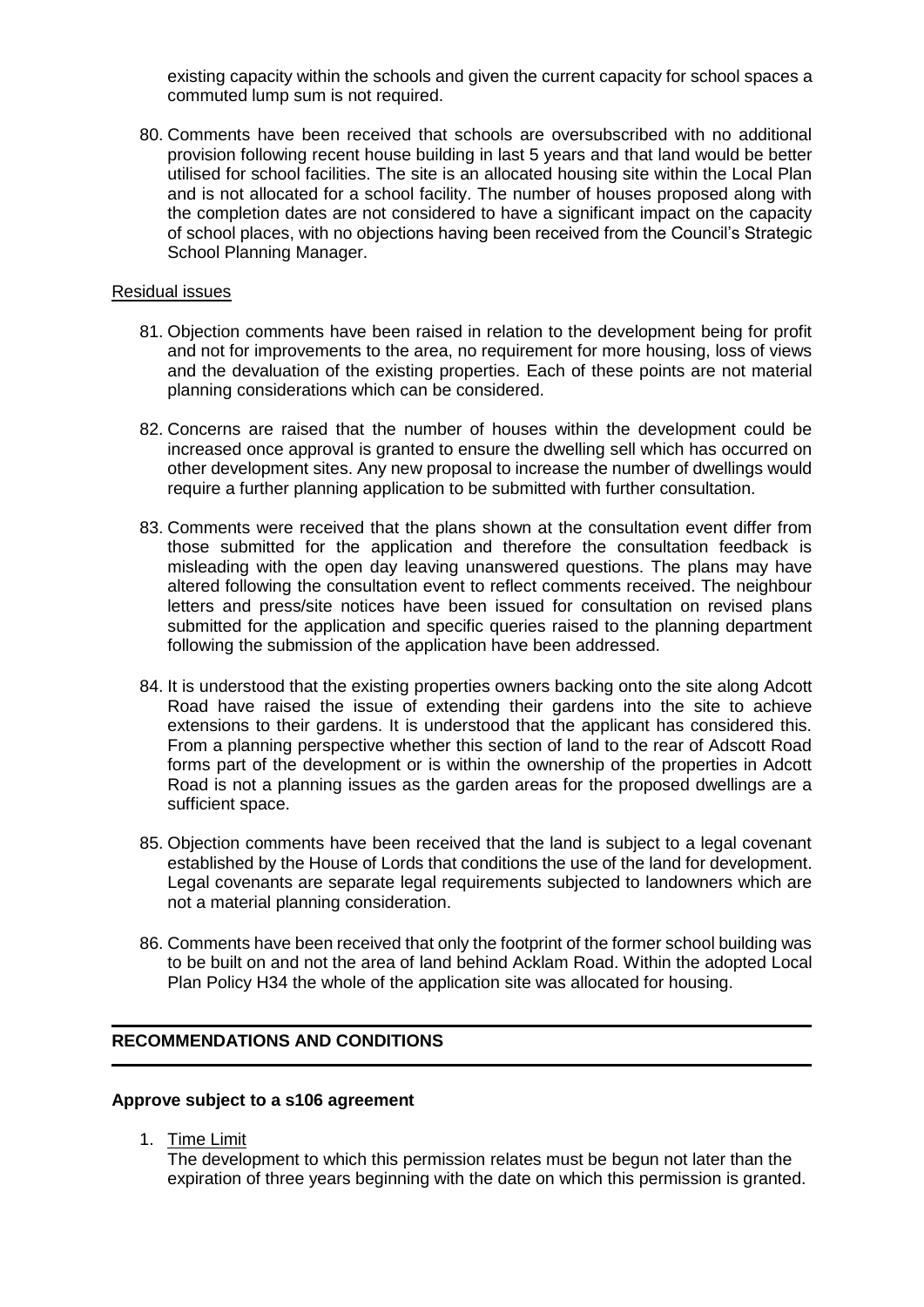existing capacity within the schools and given the current capacity for school spaces a commuted lump sum is not required.

80. Comments have been received that schools are oversubscribed with no additional provision following recent house building in last 5 years and that land would be better utilised for school facilities. The site is an allocated housing site within the Local Plan and is not allocated for a school facility. The number of houses proposed along with the completion dates are not considered to have a significant impact on the capacity of school places, with no objections having been received from the Council's Strategic School Planning Manager.

Residual issues

81. Objection comments have been raised in relation to the development being for profit and not for improvements to the area, no requirement for more housing, loss of views and the devaluation of the existing properties. Each of these points are not material planning considerations which can be considered.

82. Concerns are raised that the number of houses within the development could be increased once approval is granted to ensure the dwelling sell which has occurred on other development sites. Any new proposal to increase the number of dwellings would require a further planning application to be submitted with further consultation.

83. Comments were received that the plans shown at the consultation event differ from those submitted for the application and therefore the consultation feedback is misleading with the open day leaving unanswered questions. The plans may have altered following the consultation event to reflect comments received. The neighbour letters and press/site notices have been issued for consultation on revised plans submitted for the application and specific queries raised to the planning department following the submission of the application have been addressed.

84. It is understood that the existing properties owners backing onto the site along Adcott Road have raised the issue of extending their gardens into the site to achieve extensions to their gardens. It is understood that the applicant has considered this. From a planning perspective whether this section of land to the rear of Adscott Road forms part of the development or is within the ownership of the properties in Adcott Road is not a planning issues as the garden areas for the proposed dwellings are a sufficient space.

85. Objection comments have been received that the land is subject to a legal covenant established by the House of Lords that conditions the use of the land for development. Legal covenants are separate legal requirements subjected to landowners which are not a material planning consideration.

86. Comments have been received that only the footprint of the former school building was to be built on and not the area of land behind Acklam Road. Within the adopted Local Plan Policy H34 the whole of the application site was allocated for housing.

## RECOMMENDATIONS AND CONDITIONS

**Approve subject to a s106 agreement**

1. Time Limit
   The development to which this permission relates must be begun not later than the expiration of three years beginning with the date on which this permission is granted.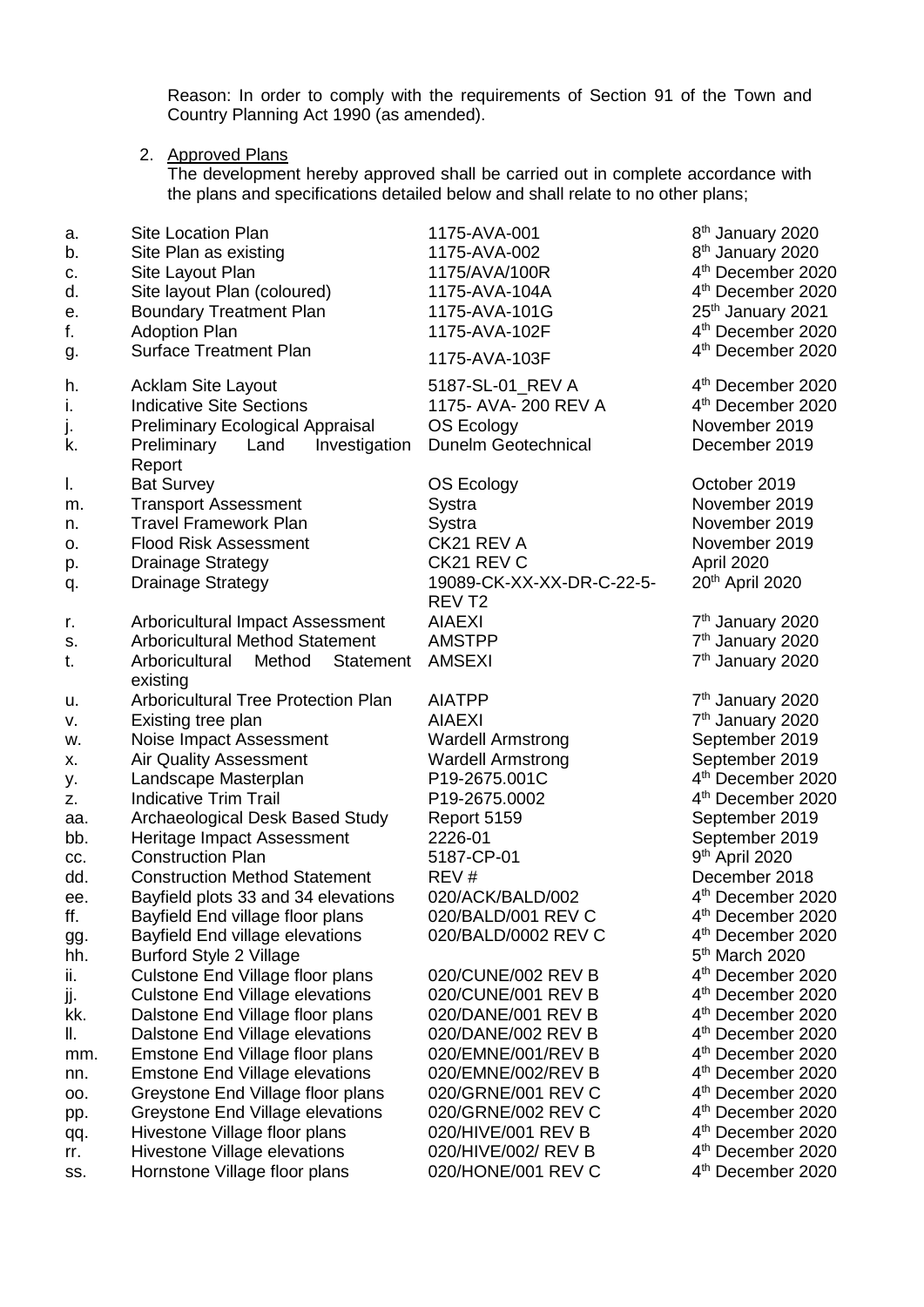Reason: In order to comply with the requirements of Section 91 of the Town and Country Planning Act 1990 (as amended).

2. Approved Plans

The development hereby approved shall be carried out in complete accordance with the plans and specifications detailed below and shall relate to no other plans;

| | | | |
|---|---|---|---|
| a. | Site Location Plan | 1175-AVA-001 | 8th January 2020 |
| b. | Site Plan as existing | 1175-AVA-002 | 8th January 2020 |
| c. | Site Layout Plan | 1175/AVA/100R | 4th December 2020 |
| d. | Site layout Plan (coloured) | 1175-AVA-104A | 4th December 2020 |
| e. | Boundary Treatment Plan | 1175-AVA-101G | 25th January 2021 |
| f. | Adoption Plan | 1175-AVA-102F | 4th December 2020 |
| g. | Surface Treatment Plan | 1175-AVA-103F | 4th December 2020 |
| h. | Acklam Site Layout | 5187-SL-01_REV A | 4th December 2020 |
| i. | Indicative Site Sections | 1175- AVA- 200 REV A | 4th December 2020 |
| j. | Preliminary Ecological Appraisal | OS Ecology | November 2019 |
| k. | Preliminary Land Investigation Report | Dunelm Geotechnical | December 2019 |
| l. | Bat Survey | OS Ecology | October 2019 |
| m. | Transport Assessment | Systra | November 2019 |
| n. | Travel Framework Plan | Systra | November 2019 |
| o. | Flood Risk Assessment | CK21 REV A | November 2019 |
| p. | Drainage Strategy | CK21 REV C | April 2020 |
| q. | Drainage Strategy | 19089-CK-XX-XX-DR-C-22-5-REV T2 | 20th April 2020 |
| r. | Arboricultural Impact Assessment | AIAEXI | 7th January 2020 |
| s. | Arboricultural Method Statement | AMSTPP | 7th January 2020 |
| t. | Arboricultural Method Statement existing | AMSEXI | 7th January 2020 |
| u. | Arboricultural Tree Protection Plan | AIATPP | 7th January 2020 |
| v. | Existing tree plan | AIAEXI | 7th January 2020 |
| w. | Noise Impact Assessment | Wardell Armstrong | September 2019 |
| x. | Air Quality Assessment | Wardell Armstrong | September 2019 |
| y. | Landscape Masterplan | P19-2675.001C | 4th December 2020 |
| z. | Indicative Trim Trail | P19-2675.0002 | 4th December 2020 |
| aa. | Archaeological Desk Based Study | Report 5159 | September 2019 |
| bb. | Heritage Impact Assessment | 2226-01 | September 2019 |
| cc. | Construction Plan | 5187-CP-01 | 9th April 2020 |
| dd. | Construction Method Statement | REV # | December 2018 |
| ee. | Bayfield plots 33 and 34 elevations | 020/ACK/BALD/002 | 4th December 2020 |
| ff. | Bayfield End village floor plans | 020/BALD/001 REV C | 4th December 2020 |
| gg. | Bayfield End village elevations | 020/BALD/0002 REV C | 4th December 2020 |
| hh. | Burford Style 2 Village | | 5th March 2020 |
| ii. | Culstone End Village floor plans | 020/CUNE/002 REV B | 4th December 2020 |
| jj. | Culstone End Village elevations | 020/CUNE/001 REV B | 4th December 2020 |
| kk. | Dalstone End Village floor plans | 020/DANE/001 REV B | 4th December 2020 |
| ll. | Dalstone End Village elevations | 020/DANE/002 REV B | 4th December 2020 |
| mm. | Emstone End Village floor plans | 020/EMNE/001/REV B | 4th December 2020 |
| nn. | Emstone End Village elevations | 020/EMNE/002/REV B | 4th December 2020 |
| oo. | Greystone End Village floor plans | 020/GRNE/001 REV C | 4th December 2020 |
| pp. | Greystone End Village elevations | 020/GRNE/002 REV C | 4th December 2020 |
| qq. | Hivestone Village floor plans | 020/HIVE/001 REV B | 4th December 2020 |
| rr. | Hivestone Village elevations | 020/HIVE/002/ REV B | 4th December 2020 |
| ss. | Hornstone Village floor plans | 020/HONE/001 REV C | 4th December 2020 |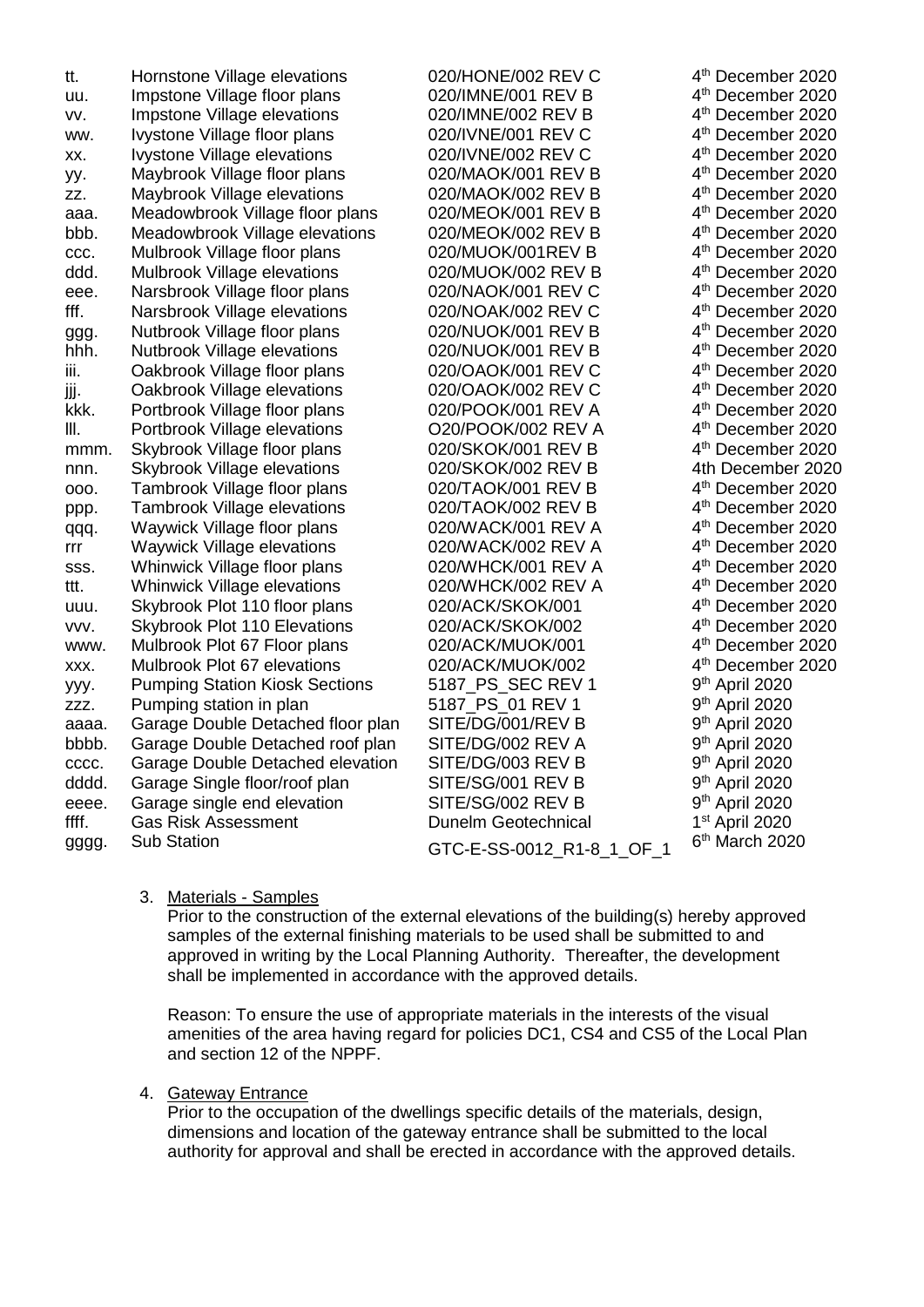| | | | |
|---|---|---|---|
| tt. | Hornstone Village elevations | 020/HONE/002 REV C | 4th December 2020 |
| uu. | Impstone Village floor plans | 020/IMNE/001 REV B | 4th December 2020 |
| vv. | Impstone Village elevations | 020/IMNE/002 REV B | 4th December 2020 |
| ww. | Ivystone Village floor plans | 020/IVNE/001 REV C | 4th December 2020 |
| xx. | Ivystone Village elevations | 020/IVNE/002 REV C | 4th December 2020 |
| yy. | Maybrook Village floor plans | 020/MAOK/001 REV B | 4th December 2020 |
| zz. | Maybrook Village elevations | 020/MAOK/002 REV B | 4th December 2020 |
| aaa. | Meadowbrook Village floor plans | 020/MEOK/001 REV B | 4th December 2020 |
| bbb. | Meadowbrook Village elevations | 020/MEOK/002 REV B | 4th December 2020 |
| ccc. | Mulbrook Village floor plans | 020/MUOK/001REV B | 4th December 2020 |
| ddd. | Mulbrook Village elevations | 020/MUOK/002 REV B | 4th December 2020 |
| eee. | Narsbrook Village floor plans | 020/NAOK/001 REV C | 4th December 2020 |
| fff. | Narsbrook Village elevations | 020/NOAK/002 REV C | 4th December 2020 |
| ggg. | Nutbrook Village floor plans | 020/NUOK/001 REV B | 4th December 2020 |
| hhh. | Nutbrook Village elevations | 020/NUOK/001 REV B | 4th December 2020 |
| iii. | Oakbrook Village floor plans | 020/OAOK/001 REV C | 4th December 2020 |
| jjj. | Oakbrook Village elevations | 020/OAOK/002 REV C | 4th December 2020 |
| kkk. | Portbrook Village floor plans | 020/POOK/001 REV A | 4th December 2020 |
| lll. | Portbrook Village elevations | O20/POOK/002 REV A | 4th December 2020 |
| mmm. | Skybrook Village floor plans | 020/SKOK/001 REV B | 4th December 2020 |
| nnn. | Skybrook Village elevations | 020/SKOK/002 REV B | 4th December 2020 |
| ooo. | Tambrook Village floor plans | 020/TAOK/001 REV B | 4th December 2020 |
| ppp. | Tambrook Village elevations | 020/TAOK/002 REV B | 4th December 2020 |
| qqq. | Waywick Village floor plans | 020/WACK/001 REV A | 4th December 2020 |
| rrr | Waywick Village elevations | 020/WACK/002 REV A | 4th December 2020 |
| sss. | Whinwick Village floor plans | 020/WHCK/001 REV A | 4th December 2020 |
| ttt. | Whinwick Village elevations | 020/WHCK/002 REV A | 4th December 2020 |
| uuu. | Skybrook Plot 110 floor plans | 020/ACK/SKOK/001 | 4th December 2020 |
| vvv. | Skybrook Plot 110 Elevations | 020/ACK/SKOK/002 | 4th December 2020 |
| www. | Mulbrook Plot 67 Floor plans | 020/ACK/MUOK/001 | 4th December 2020 |
| xxx. | Mulbrook Plot 67 elevations | 020/ACK/MUOK/002 | 4th December 2020 |
| yyy. | Pumping Station Kiosk Sections | 5187_PS_SEC REV 1 | 9th April 2020 |
| zzz. | Pumping station in plan | 5187_PS_01 REV 1 | 9th April 2020 |
| aaaa. | Garage Double Detached floor plan | SITE/DG/001/REV B | 9th April 2020 |
| bbbb. | Garage Double Detached roof plan | SITE/DG/002 REV A | 9th April 2020 |
| cccc. | Garage Double Detached elevation | SITE/DG/003 REV B | 9th April 2020 |
| dddd. | Garage Single floor/roof plan | SITE/SG/001 REV B | 9th April 2020 |
| eeee. | Garage single end elevation | SITE/SG/002 REV B | 9th April 2020 |
| ffff. | Gas Risk Assessment | Dunelm Geotechnical | 1st April 2020 |
| gggg. | Sub Station | GTC-E-SS-0012_R1-8_1_OF_1 | 6th March 2020 |

3. Materials - Samples

   Prior to the construction of the external elevations of the building(s) hereby approved samples of the external finishing materials to be used shall be submitted to and approved in writing by the Local Planning Authority. Thereafter, the development shall be implemented in accordance with the approved details.

   Reason: To ensure the use of appropriate materials in the interests of the visual amenities of the area having regard for policies DC1, CS4 and CS5 of the Local Plan and section 12 of the NPPF.

4. Gateway Entrance

   Prior to the occupation of the dwellings specific details of the materials, design, dimensions and location of the gateway entrance shall be submitted to the local authority for approval and shall be erected in accordance with the approved details.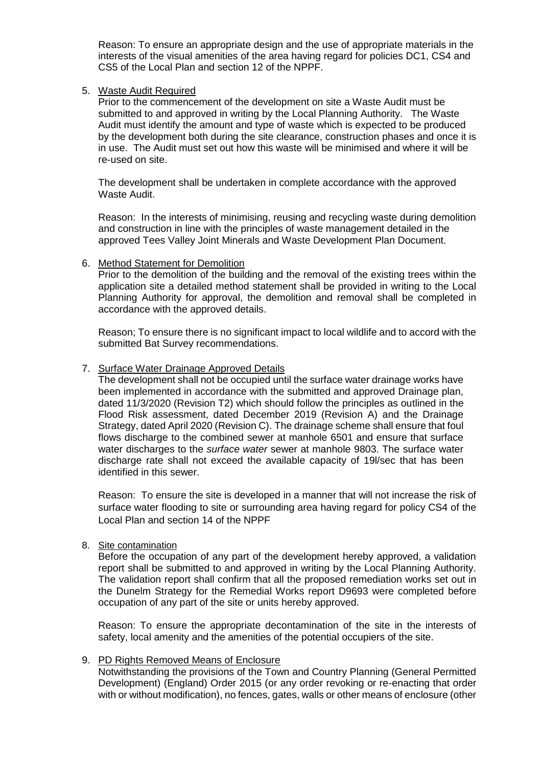Reason: To ensure an appropriate design and the use of appropriate materials in the interests of the visual amenities of the area having regard for policies DC1, CS4 and CS5 of the Local Plan and section 12 of the NPPF.

5. Waste Audit Required

   Prior to the commencement of the development on site a Waste Audit must be submitted to and approved in writing by the Local Planning Authority. The Waste Audit must identify the amount and type of waste which is expected to be produced by the development both during the site clearance, construction phases and once it is in use. The Audit must set out how this waste will be minimised and where it will be re-used on site.

   The development shall be undertaken in complete accordance with the approved Waste Audit.

   Reason: In the interests of minimising, reusing and recycling waste during demolition and construction in line with the principles of waste management detailed in the approved Tees Valley Joint Minerals and Waste Development Plan Document.

6. Method Statement for Demolition

   Prior to the demolition of the building and the removal of the existing trees within the application site a detailed method statement shall be provided in writing to the Local Planning Authority for approval, the demolition and removal shall be completed in accordance with the approved details.

   Reason; To ensure there is no significant impact to local wildlife and to accord with the submitted Bat Survey recommendations.

7. Surface Water Drainage Approved Details

   The development shall not be occupied until the surface water drainage works have been implemented in accordance with the submitted and approved Drainage plan, dated 11/3/2020 (Revision T2) which should follow the principles as outlined in the Flood Risk assessment, dated December 2019 (Revision A) and the Drainage Strategy, dated April 2020 (Revision C). The drainage scheme shall ensure that foul flows discharge to the combined sewer at manhole 6501 and ensure that surface water discharges to the *surface water* sewer at manhole 9803. The surface water discharge rate shall not exceed the available capacity of 19l/sec that has been identified in this sewer.

   Reason: To ensure the site is developed in a manner that will not increase the risk of surface water flooding to site or surrounding area having regard for policy CS4 of the Local Plan and section 14 of the NPPF

8. Site contamination

   Before the occupation of any part of the development hereby approved, a validation report shall be submitted to and approved in writing by the Local Planning Authority. The validation report shall confirm that all the proposed remediation works set out in the Dunelm Strategy for the Remedial Works report D9693 were completed before occupation of any part of the site or units hereby approved.

   Reason: To ensure the appropriate decontamination of the site in the interests of safety, local amenity and the amenities of the potential occupiers of the site.

9. PD Rights Removed Means of Enclosure

   Notwithstanding the provisions of the Town and Country Planning (General Permitted Development) (England) Order 2015 (or any order revoking or re-enacting that order with or without modification), no fences, gates, walls or other means of enclosure (other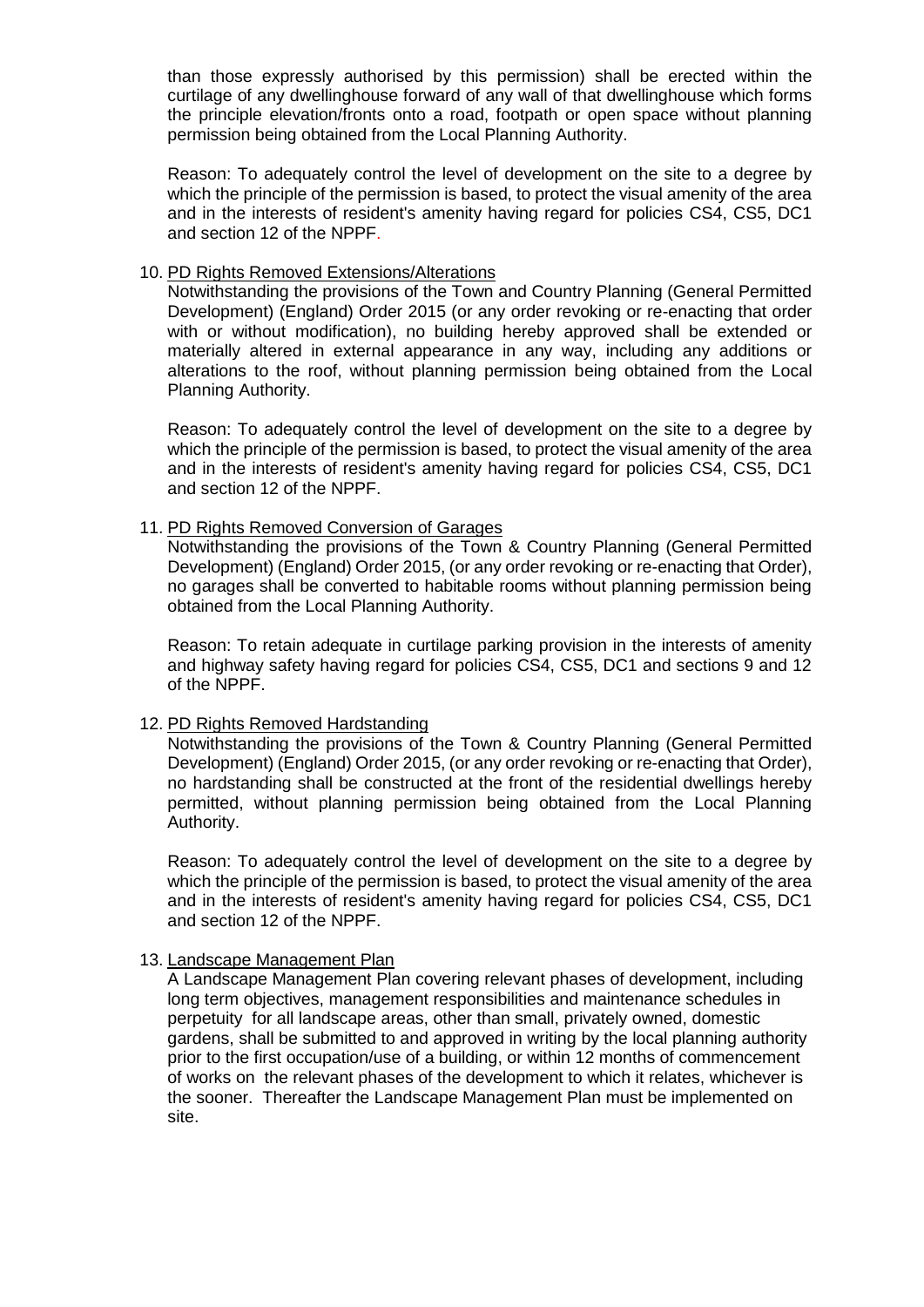than those expressly authorised by this permission) shall be erected within the curtilage of any dwellinghouse forward of any wall of that dwellinghouse which forms the principle elevation/fronts onto a road, footpath or open space without planning permission being obtained from the Local Planning Authority.

Reason: To adequately control the level of development on the site to a degree by which the principle of the permission is based, to protect the visual amenity of the area and in the interests of resident's amenity having regard for policies CS4, CS5, DC1 and section 12 of the NPPF.

10. <u>PD Rights Removed Extensions/Alterations</u>

    Notwithstanding the provisions of the Town and Country Planning (General Permitted Development) (England) Order 2015 (or any order revoking or re-enacting that order with or without modification), no building hereby approved shall be extended or materially altered in external appearance in any way, including any additions or alterations to the roof, without planning permission being obtained from the Local Planning Authority.

    Reason: To adequately control the level of development on the site to a degree by which the principle of the permission is based, to protect the visual amenity of the area and in the interests of resident's amenity having regard for policies CS4, CS5, DC1 and section 12 of the NPPF.

11. <u>PD Rights Removed Conversion of Garages</u>

    Notwithstanding the provisions of the Town & Country Planning (General Permitted Development) (England) Order 2015, (or any order revoking or re-enacting that Order), no garages shall be converted to habitable rooms without planning permission being obtained from the Local Planning Authority.

    Reason: To retain adequate in curtilage parking provision in the interests of amenity and highway safety having regard for policies CS4, CS5, DC1 and sections 9 and 12 of the NPPF.

12. <u>PD Rights Removed Hardstanding</u>

    Notwithstanding the provisions of the Town & Country Planning (General Permitted Development) (England) Order 2015, (or any order revoking or re-enacting that Order), no hardstanding shall be constructed at the front of the residential dwellings hereby permitted, without planning permission being obtained from the Local Planning Authority.

    Reason: To adequately control the level of development on the site to a degree by which the principle of the permission is based, to protect the visual amenity of the area and in the interests of resident's amenity having regard for policies CS4, CS5, DC1 and section 12 of the NPPF.

13. <u>Landscape Management Plan</u>

    A Landscape Management Plan covering relevant phases of development, including long term objectives, management responsibilities and maintenance schedules in perpetuity for all landscape areas, other than small, privately owned, domestic gardens, shall be submitted to and approved in writing by the local planning authority prior to the first occupation/use of a building, or within 12 months of commencement of works on the relevant phases of the development to which it relates, whichever is the sooner. Thereafter the Landscape Management Plan must be implemented on site.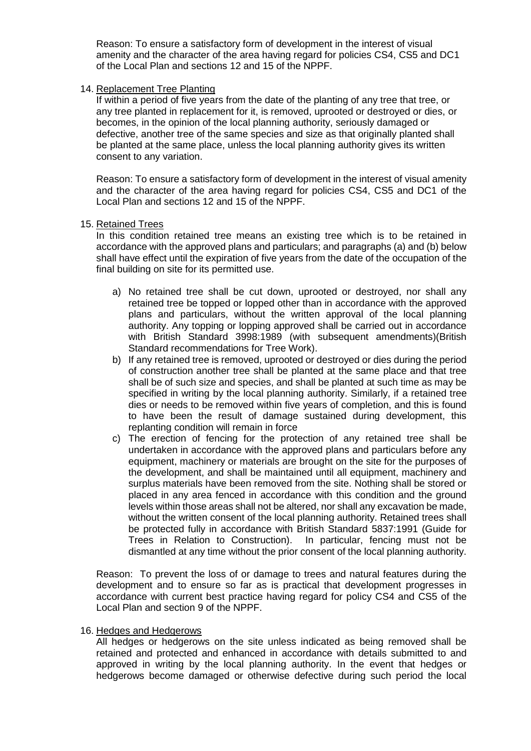Reason: To ensure a satisfactory form of development in the interest of visual amenity and the character of the area having regard for policies CS4, CS5 and DC1 of the Local Plan and sections 12 and 15 of the NPPF.

14. Replacement Tree Planting

If within a period of five years from the date of the planting of any tree that tree, or any tree planted in replacement for it, is removed, uprooted or destroyed or dies, or becomes, in the opinion of the local planning authority, seriously damaged or defective, another tree of the same species and size as that originally planted shall be planted at the same place, unless the local planning authority gives its written consent to any variation.

Reason: To ensure a satisfactory form of development in the interest of visual amenity and the character of the area having regard for policies CS4, CS5 and DC1 of the Local Plan and sections 12 and 15 of the NPPF.

15. Retained Trees

In this condition retained tree means an existing tree which is to be retained in accordance with the approved plans and particulars; and paragraphs (a) and (b) below shall have effect until the expiration of five years from the date of the occupation of the final building on site for its permitted use.

a) No retained tree shall be cut down, uprooted or destroyed, nor shall any retained tree be topped or lopped other than in accordance with the approved plans and particulars, without the written approval of the local planning authority. Any topping or lopping approved shall be carried out in accordance with British Standard 3998:1989 (with subsequent amendments)(British Standard recommendations for Tree Work).
b) If any retained tree is removed, uprooted or destroyed or dies during the period of construction another tree shall be planted at the same place and that tree shall be of such size and species, and shall be planted at such time as may be specified in writing by the local planning authority. Similarly, if a retained tree dies or needs to be removed within five years of completion, and this is found to have been the result of damage sustained during development, this replanting condition will remain in force
c) The erection of fencing for the protection of any retained tree shall be undertaken in accordance with the approved plans and particulars before any equipment, machinery or materials are brought on the site for the purposes of the development, and shall be maintained until all equipment, machinery and surplus materials have been removed from the site. Nothing shall be stored or placed in any area fenced in accordance with this condition and the ground levels within those areas shall not be altered, nor shall any excavation be made, without the written consent of the local planning authority. Retained trees shall be protected fully in accordance with British Standard 5837:1991 (Guide for Trees in Relation to Construction). In particular, fencing must not be dismantled at any time without the prior consent of the local planning authority.

Reason: To prevent the loss of or damage to trees and natural features during the development and to ensure so far as is practical that development progresses in accordance with current best practice having regard for policy CS4 and CS5 of the Local Plan and section 9 of the NPPF.

16. Hedges and Hedgerows

All hedges or hedgerows on the site unless indicated as being removed shall be retained and protected and enhanced in accordance with details submitted to and approved in writing by the local planning authority. In the event that hedges or hedgerows become damaged or otherwise defective during such period the local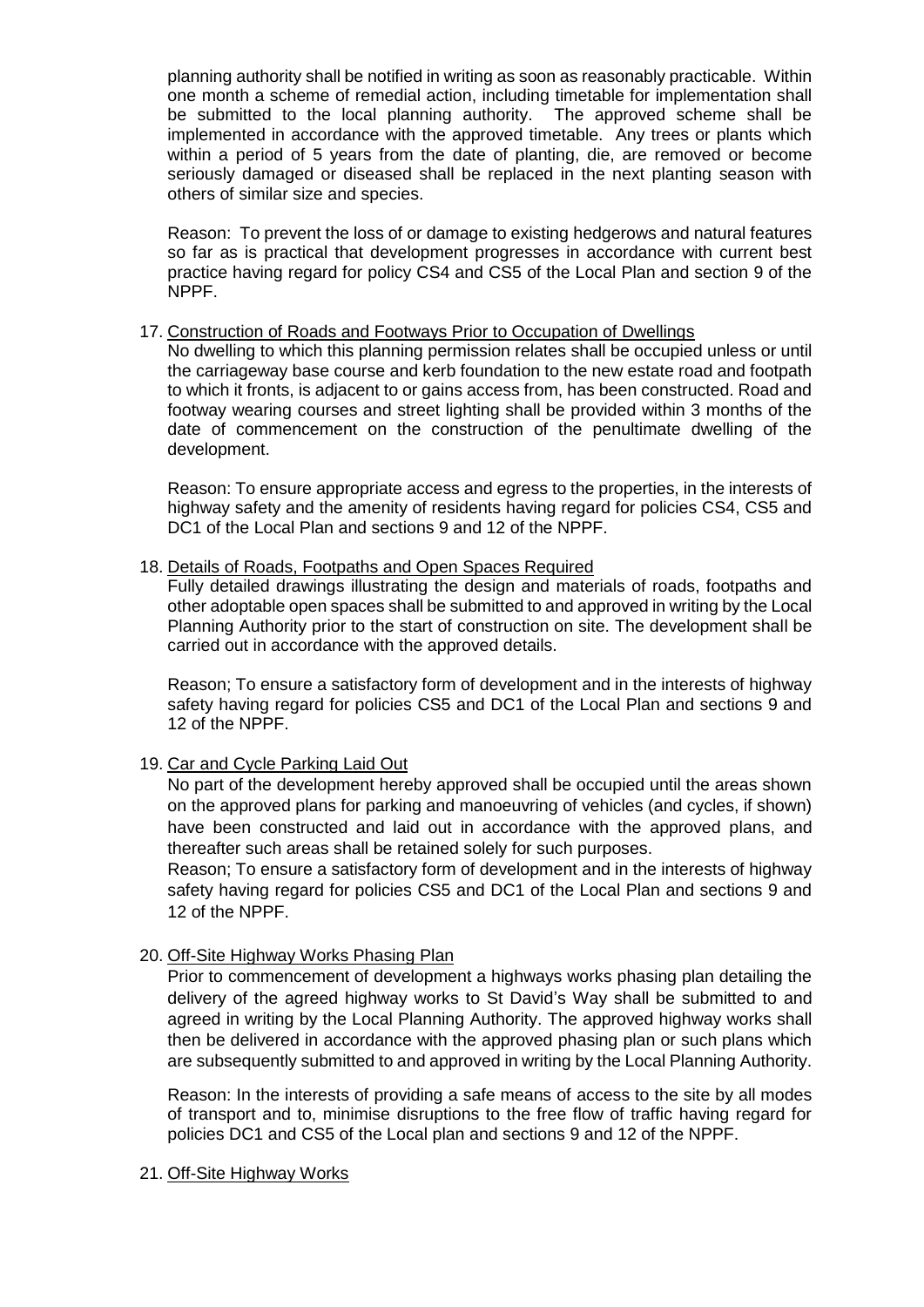planning authority shall be notified in writing as soon as reasonably practicable. Within one month a scheme of remedial action, including timetable for implementation shall be submitted to the local planning authority. The approved scheme shall be implemented in accordance with the approved timetable. Any trees or plants which within a period of 5 years from the date of planting, die, are removed or become seriously damaged or diseased shall be replaced in the next planting season with others of similar size and species.

Reason: To prevent the loss of or damage to existing hedgerows and natural features so far as is practical that development progresses in accordance with current best practice having regard for policy CS4 and CS5 of the Local Plan and section 9 of the NPPF.

17. Construction of Roads and Footways Prior to Occupation of Dwellings

No dwelling to which this planning permission relates shall be occupied unless or until the carriageway base course and kerb foundation to the new estate road and footpath to which it fronts, is adjacent to or gains access from, has been constructed. Road and footway wearing courses and street lighting shall be provided within 3 months of the date of commencement on the construction of the penultimate dwelling of the development.

Reason: To ensure appropriate access and egress to the properties, in the interests of highway safety and the amenity of residents having regard for policies CS4, CS5 and DC1 of the Local Plan and sections 9 and 12 of the NPPF.

18. Details of Roads, Footpaths and Open Spaces Required

Fully detailed drawings illustrating the design and materials of roads, footpaths and other adoptable open spaces shall be submitted to and approved in writing by the Local Planning Authority prior to the start of construction on site. The development shall be carried out in accordance with the approved details.

Reason; To ensure a satisfactory form of development and in the interests of highway safety having regard for policies CS5 and DC1 of the Local Plan and sections 9 and 12 of the NPPF.

19. Car and Cycle Parking Laid Out

No part of the development hereby approved shall be occupied until the areas shown on the approved plans for parking and manoeuvring of vehicles (and cycles, if shown) have been constructed and laid out in accordance with the approved plans, and thereafter such areas shall be retained solely for such purposes.

Reason; To ensure a satisfactory form of development and in the interests of highway safety having regard for policies CS5 and DC1 of the Local Plan and sections 9 and 12 of the NPPF.

20. Off-Site Highway Works Phasing Plan

Prior to commencement of development a highways works phasing plan detailing the delivery of the agreed highway works to St David's Way shall be submitted to and agreed in writing by the Local Planning Authority. The approved highway works shall then be delivered in accordance with the approved phasing plan or such plans which are subsequently submitted to and approved in writing by the Local Planning Authority.

Reason: In the interests of providing a safe means of access to the site by all modes of transport and to, minimise disruptions to the free flow of traffic having regard for policies DC1 and CS5 of the Local plan and sections 9 and 12 of the NPPF.

21. Off-Site Highway Works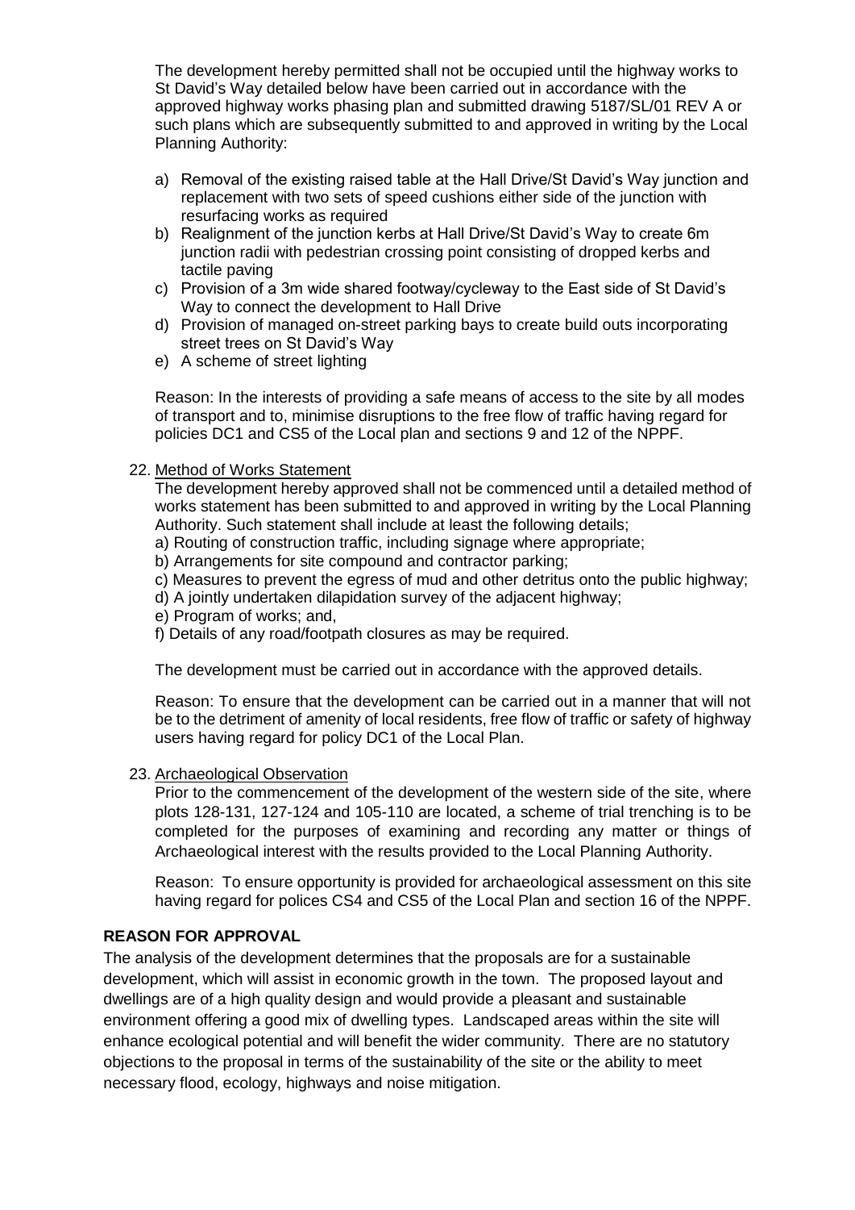The development hereby permitted shall not be occupied until the highway works to St David's Way detailed below have been carried out in accordance with the approved highway works phasing plan and submitted drawing 5187/SL/01 REV A or such plans which are subsequently submitted to and approved in writing by the Local Planning Authority:

a) Removal of the existing raised table at the Hall Drive/St David's Way junction and replacement with two sets of speed cushions either side of the junction with resurfacing works as required
b) Realignment of the junction kerbs at Hall Drive/St David's Way to create 6m junction radii with pedestrian crossing point consisting of dropped kerbs and tactile paving
c) Provision of a 3m wide shared footway/cycleway to the East side of St David's Way to connect the development to Hall Drive
d) Provision of managed on-street parking bays to create build outs incorporating street trees on St David's Way
e) A scheme of street lighting

Reason: In the interests of providing a safe means of access to the site by all modes of transport and to, minimise disruptions to the free flow of traffic having regard for policies DC1 and CS5 of the Local plan and sections 9 and 12 of the NPPF.

22. Method of Works Statement

The development hereby approved shall not be commenced until a detailed method of works statement has been submitted to and approved in writing by the Local Planning Authority. Such statement shall include at least the following details;

a) Routing of construction traffic, including signage where appropriate;
b) Arrangements for site compound and contractor parking;
c) Measures to prevent the egress of mud and other detritus onto the public highway;
d) A jointly undertaken dilapidation survey of the adjacent highway;
e) Program of works; and,
f) Details of any road/footpath closures as may be required.

The development must be carried out in accordance with the approved details.

Reason: To ensure that the development can be carried out in a manner that will not be to the detriment of amenity of local residents, free flow of traffic or safety of highway users having regard for policy DC1 of the Local Plan.

23. Archaeological Observation

Prior to the commencement of the development of the western side of the site, where plots 128-131, 127-124 and 105-110 are located, a scheme of trial trenching is to be completed for the purposes of examining and recording any matter or things of Archaeological interest with the results provided to the Local Planning Authority.

Reason: To ensure opportunity is provided for archaeological assessment on this site having regard for polices CS4 and CS5 of the Local Plan and section 16 of the NPPF.

**REASON FOR APPROVAL**

The analysis of the development determines that the proposals are for a sustainable development, which will assist in economic growth in the town. The proposed layout and dwellings are of a high quality design and would provide a pleasant and sustainable environment offering a good mix of dwelling types. Landscaped areas within the site will enhance ecological potential and will benefit the wider community. There are no statutory objections to the proposal in terms of the sustainability of the site or the ability to meet necessary flood, ecology, highways and noise mitigation.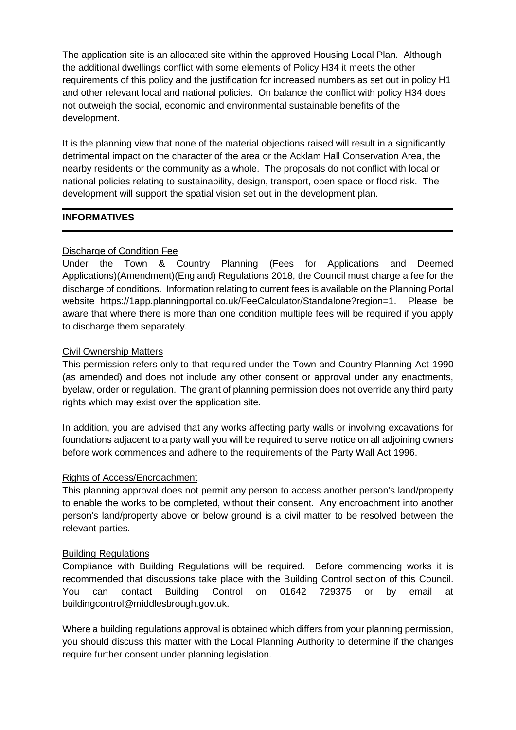The application site is an allocated site within the approved Housing Local Plan. Although the additional dwellings conflict with some elements of Policy H34 it meets the other requirements of this policy and the justification for increased numbers as set out in policy H1 and other relevant local and national policies. On balance the conflict with policy H34 does not outweigh the social, economic and environmental sustainable benefits of the development.

It is the planning view that none of the material objections raised will result in a significantly detrimental impact on the character of the area or the Acklam Hall Conservation Area, the nearby residents or the community as a whole. The proposals do not conflict with local or national policies relating to sustainability, design, transport, open space or flood risk. The development will support the spatial vision set out in the development plan.

## INFORMATIVES

Discharge of Condition Fee

Under the Town & Country Planning (Fees for Applications and Deemed Applications)(Amendment)(England) Regulations 2018, the Council must charge a fee for the discharge of conditions. Information relating to current fees is available on the Planning Portal website https://1app.planningportal.co.uk/FeeCalculator/Standalone?region=1. Please be aware that where there is more than one condition multiple fees will be required if you apply to discharge them separately.

Civil Ownership Matters

This permission refers only to that required under the Town and Country Planning Act 1990 (as amended) and does not include any other consent or approval under any enactments, byelaw, order or regulation. The grant of planning permission does not override any third party rights which may exist over the application site.

In addition, you are advised that any works affecting party walls or involving excavations for foundations adjacent to a party wall you will be required to serve notice on all adjoining owners before work commences and adhere to the requirements of the Party Wall Act 1996.

Rights of Access/Encroachment

This planning approval does not permit any person to access another person's land/property to enable the works to be completed, without their consent. Any encroachment into another person's land/property above or below ground is a civil matter to be resolved between the relevant parties.

Building Regulations

Compliance with Building Regulations will be required. Before commencing works it is recommended that discussions take place with the Building Control section of this Council. You can contact Building Control on 01642 729375 or by email at buildingcontrol@middlesbrough.gov.uk.

Where a building regulations approval is obtained which differs from your planning permission, you should discuss this matter with the Local Planning Authority to determine if the changes require further consent under planning legislation.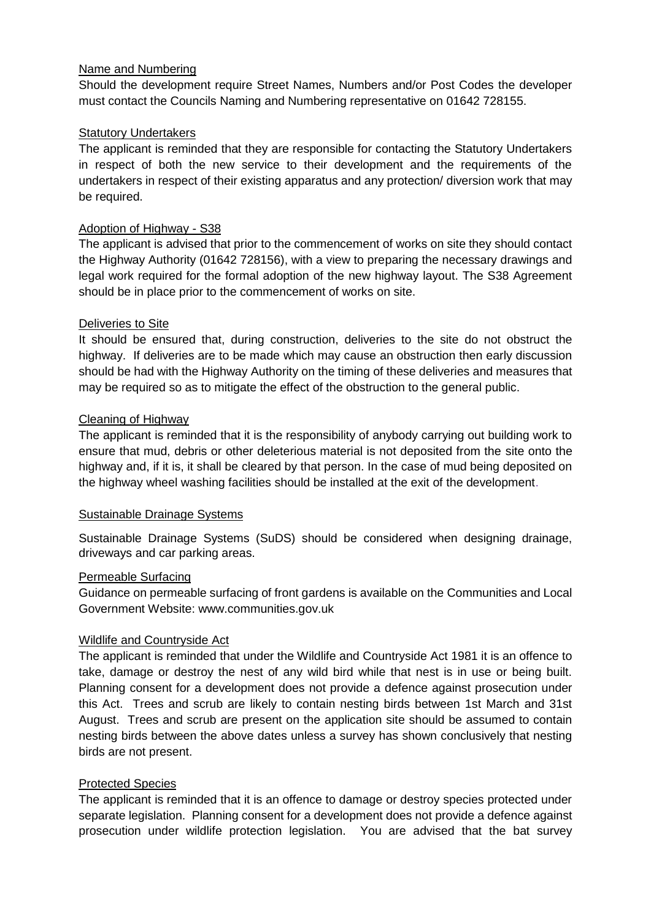Name and Numbering

Should the development require Street Names, Numbers and/or Post Codes the developer must contact the Councils Naming and Numbering representative on 01642 728155.

Statutory Undertakers

The applicant is reminded that they are responsible for contacting the Statutory Undertakers in respect of both the new service to their development and the requirements of the undertakers in respect of their existing apparatus and any protection/ diversion work that may be required.

Adoption of Highway - S38

The applicant is advised that prior to the commencement of works on site they should contact the Highway Authority (01642 728156), with a view to preparing the necessary drawings and legal work required for the formal adoption of the new highway layout. The S38 Agreement should be in place prior to the commencement of works on site.

Deliveries to Site

It should be ensured that, during construction, deliveries to the site do not obstruct the highway. If deliveries are to be made which may cause an obstruction then early discussion should be had with the Highway Authority on the timing of these deliveries and measures that may be required so as to mitigate the effect of the obstruction to the general public.

Cleaning of Highway

The applicant is reminded that it is the responsibility of anybody carrying out building work to ensure that mud, debris or other deleterious material is not deposited from the site onto the highway and, if it is, it shall be cleared by that person. In the case of mud being deposited on the highway wheel washing facilities should be installed at the exit of the development.

Sustainable Drainage Systems

Sustainable Drainage Systems (SuDS) should be considered when designing drainage, driveways and car parking areas.

Permeable Surfacing

Guidance on permeable surfacing of front gardens is available on the Communities and Local Government Website: www.communities.gov.uk

Wildlife and Countryside Act

The applicant is reminded that under the Wildlife and Countryside Act 1981 it is an offence to take, damage or destroy the nest of any wild bird while that nest is in use or being built. Planning consent for a development does not provide a defence against prosecution under this Act. Trees and scrub are likely to contain nesting birds between 1st March and 31st August. Trees and scrub are present on the application site should be assumed to contain nesting birds between the above dates unless a survey has shown conclusively that nesting birds are not present.

Protected Species

The applicant is reminded that it is an offence to damage or destroy species protected under separate legislation. Planning consent for a development does not provide a defence against prosecution under wildlife protection legislation. You are advised that the bat survey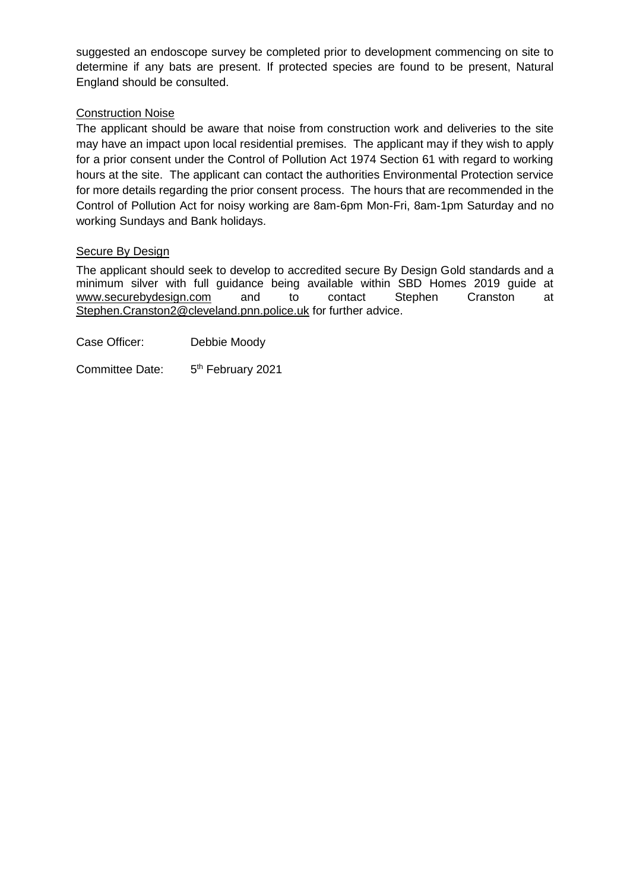suggested an endoscope survey be completed prior to development commencing on site to determine if any bats are present. If protected species are found to be present, Natural England should be consulted.

Construction Noise

The applicant should be aware that noise from construction work and deliveries to the site may have an impact upon local residential premises. The applicant may if they wish to apply for a prior consent under the Control of Pollution Act 1974 Section 61 with regard to working hours at the site. The applicant can contact the authorities Environmental Protection service for more details regarding the prior consent process. The hours that are recommended in the Control of Pollution Act for noisy working are 8am-6pm Mon-Fri, 8am-1pm Saturday and no working Sundays and Bank holidays.

Secure By Design

The applicant should seek to develop to accredited secure By Design Gold standards and a minimum silver with full guidance being available within SBD Homes 2019 guide at www.securebydesign.com and to contact Stephen Cranston at Stephen.Cranston2@cleveland.pnn.police.uk for further advice.

Case Officer: Debbie Moody

Committee Date: 5th February 2021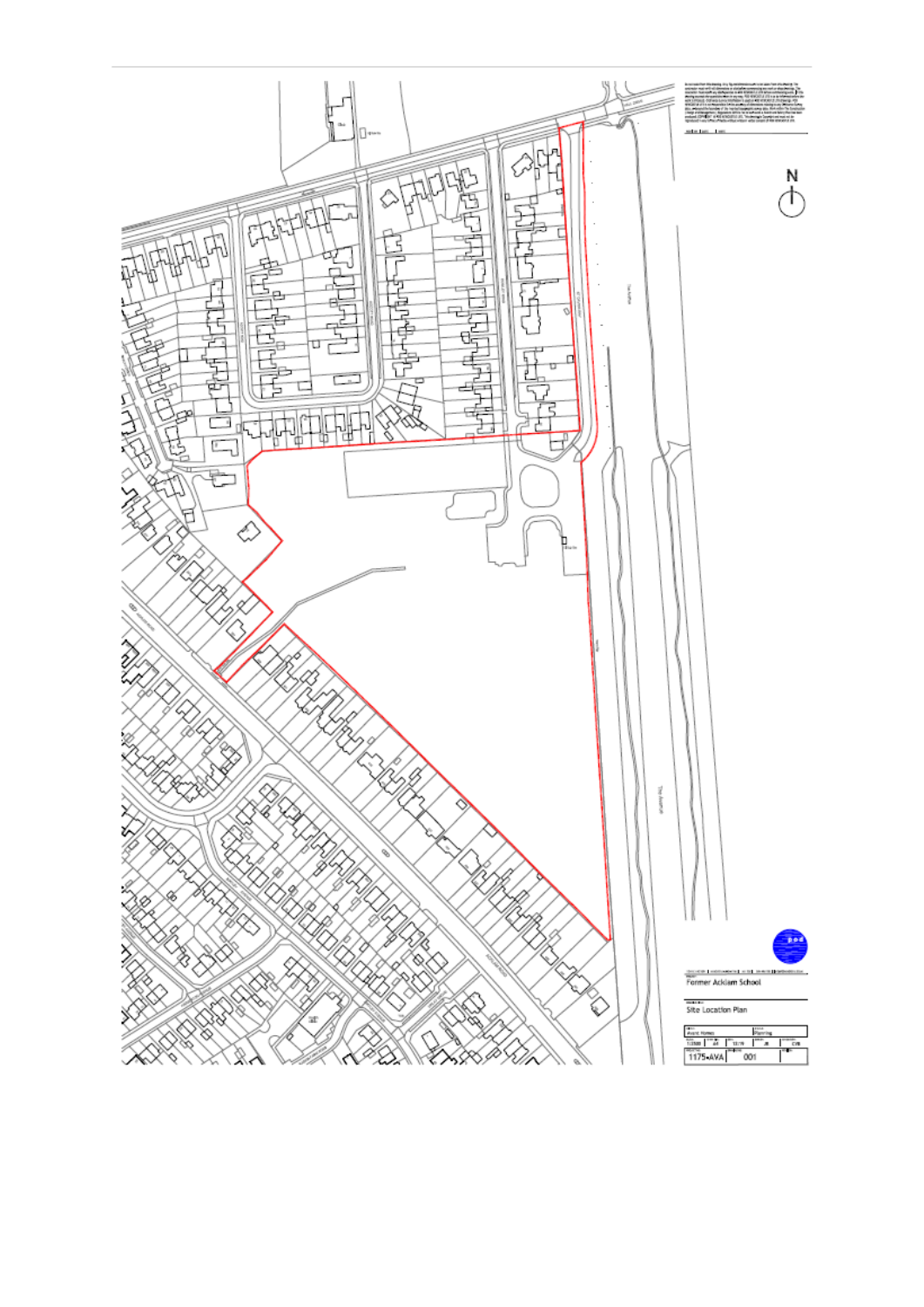N

Former Acklam School

Site Location Plan

Avant Homes

Planning

1:2500

A4

1175-AVA

001